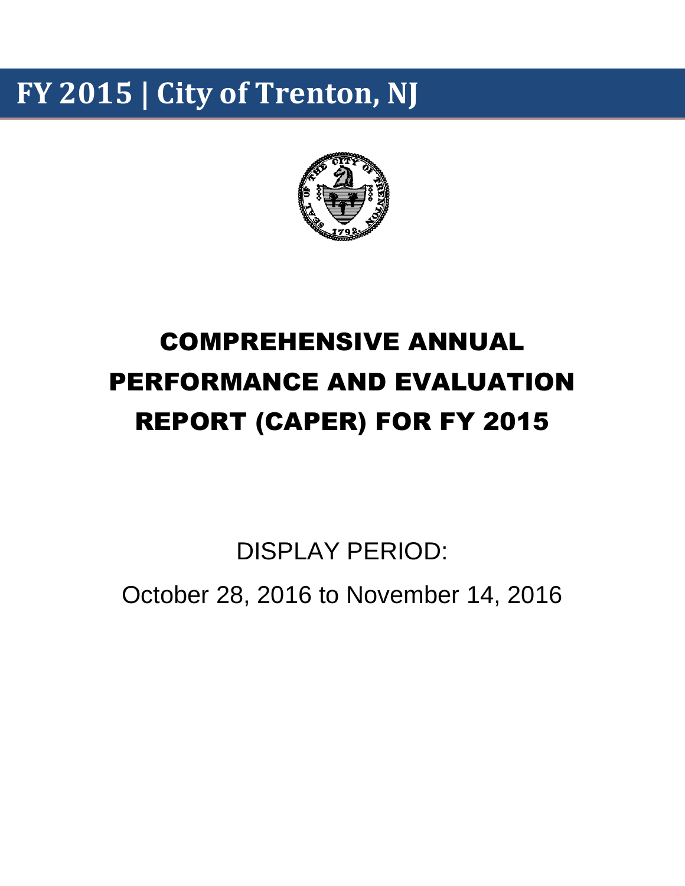# FY 2015 | City of Trenton, NJ

# COMPREHENSIVE ANNUAL PERFORMANCE AND EVALUATION REPORT (CAPER) FOR FY 2015

DISPLAY PERIOD:

October 28, 2016 to November 14, 2016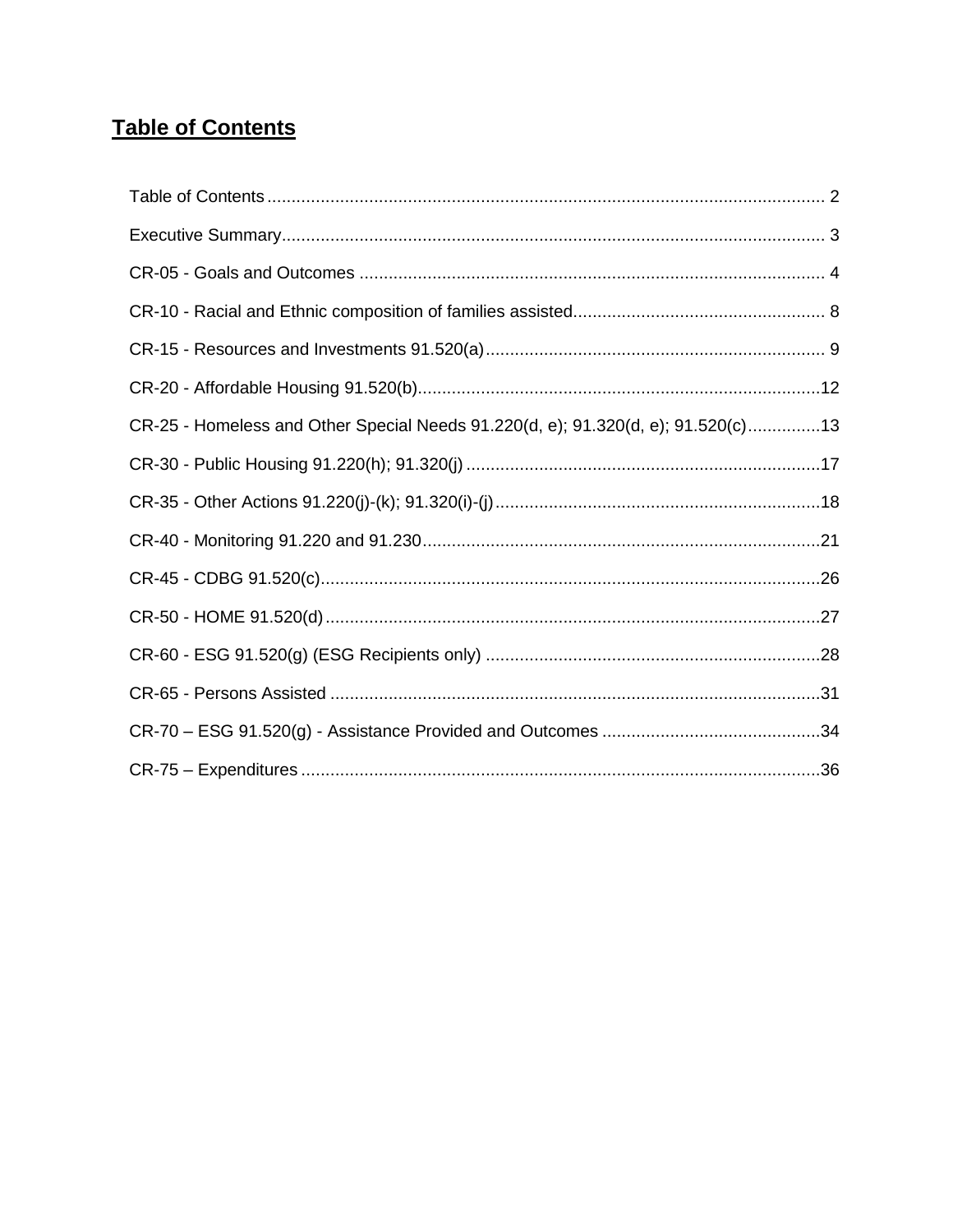# Table of Contents

Table of Contents .......... 2

Executive Summary .......... 3

CR-05 - Goals and Outcomes .......... 4

CR-10 - Racial and Ethnic composition of families assisted .......... 8

CR-15 - Resources and Investments 91.520(a) .......... 9

CR-20 - Affordable Housing 91.520(b) .......... 12

CR-25 - Homeless and Other Special Needs 91.220(d, e); 91.320(d, e); 91.520(c) .......... 13

CR-30 - Public Housing 91.220(h); 91.320(j) .......... 17

CR-35 - Other Actions 91.220(j)-(k); 91.320(i)-(j) .......... 18

CR-40 - Monitoring 91.220 and 91.230 .......... 21

CR-45 - CDBG 91.520(c) .......... 26

CR-50 - HOME 91.520(d) .......... 27

CR-60 - ESG 91.520(g) (ESG Recipients only) .......... 28

CR-65 - Persons Assisted .......... 31

CR-70 – ESG 91.520(g) - Assistance Provided and Outcomes .......... 34

CR-75 – Expenditures .......... 36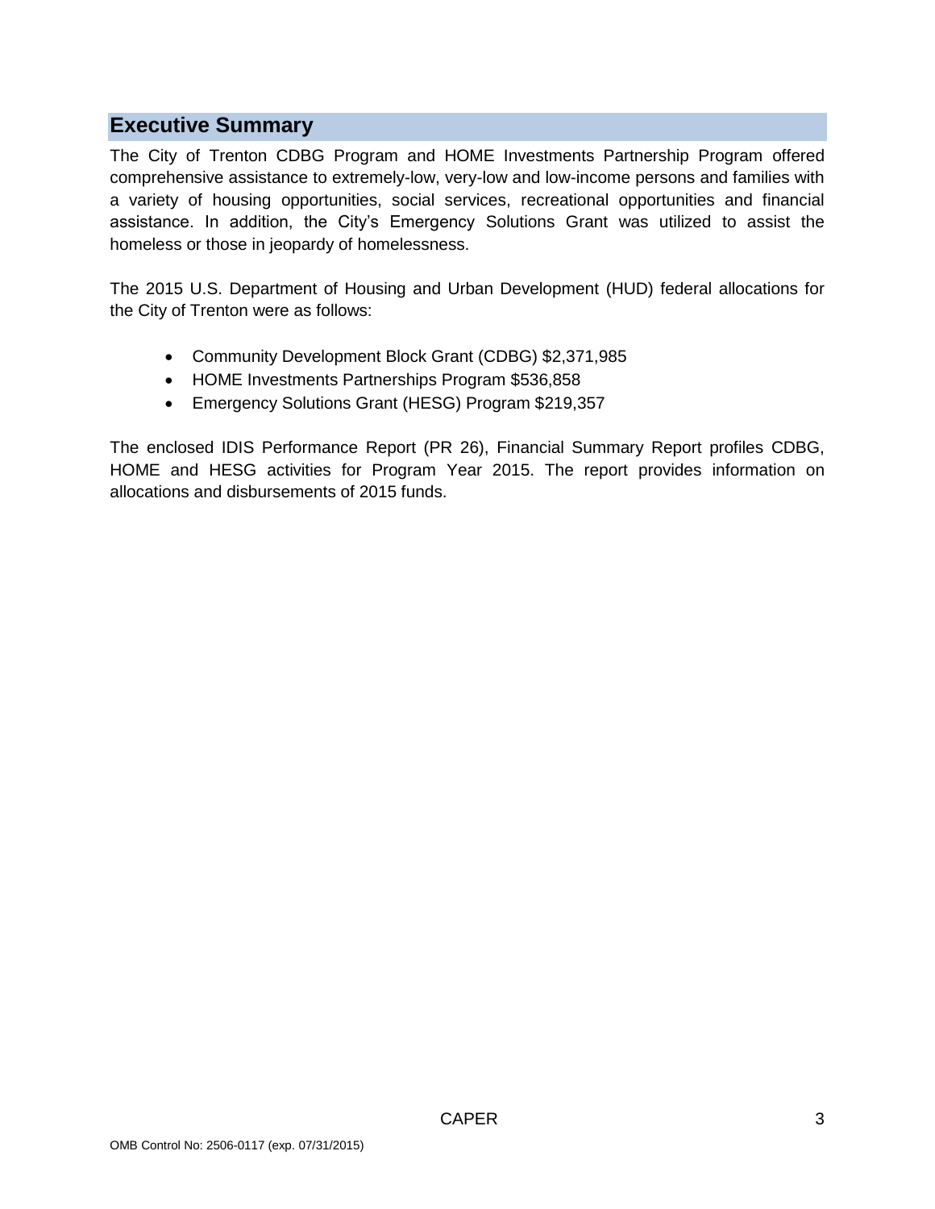## Executive Summary

The City of Trenton CDBG Program and HOME Investments Partnership Program offered comprehensive assistance to extremely-low, very-low and low-income persons and families with a variety of housing opportunities, social services, recreational opportunities and financial assistance. In addition, the City's Emergency Solutions Grant was utilized to assist the homeless or those in jeopardy of homelessness.

The 2015 U.S. Department of Housing and Urban Development (HUD) federal allocations for the City of Trenton were as follows:

- Community Development Block Grant (CDBG) $2,371,985
- HOME Investments Partnerships Program $536,858
- Emergency Solutions Grant (HESG) Program $219,357

The enclosed IDIS Performance Report (PR 26), Financial Summary Report profiles CDBG, HOME and HESG activities for Program Year 2015. The report provides information on allocations and disbursements of 2015 funds.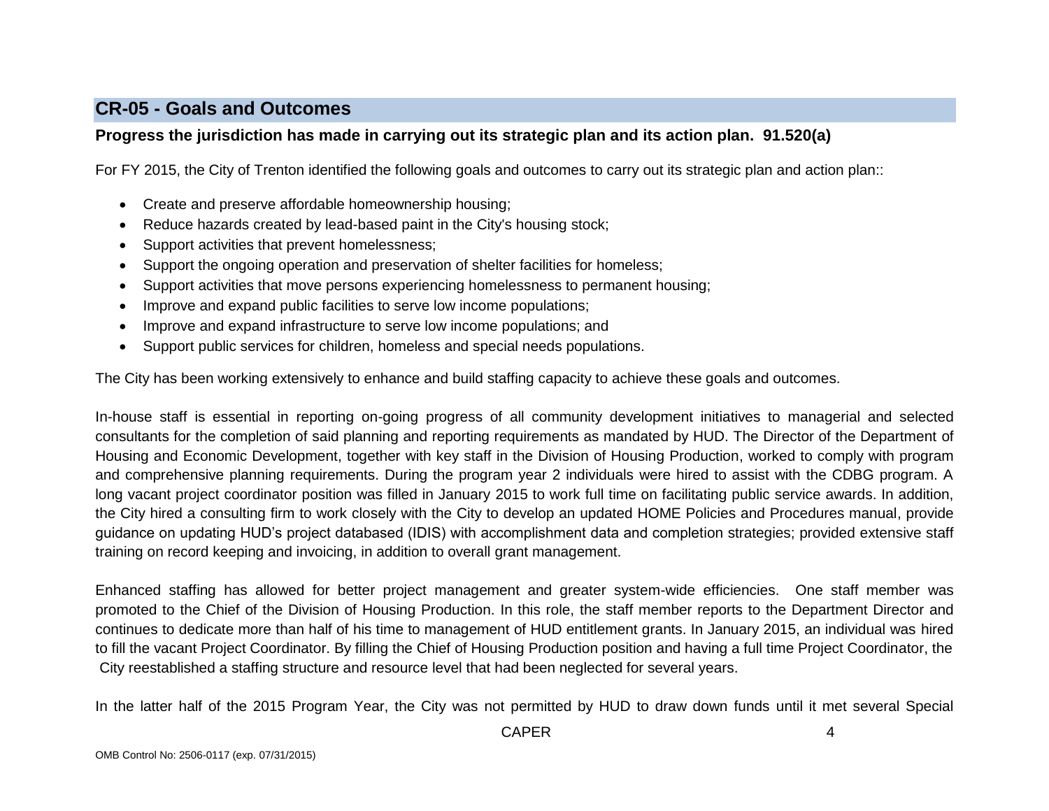## CR-05 - Goals and Outcomes

### Progress the jurisdiction has made in carrying out its strategic plan and its action plan. 91.520(a)

For FY 2015, the City of Trenton identified the following goals and outcomes to carry out its strategic plan and action plan::

- Create and preserve affordable homeownership housing;
- Reduce hazards created by lead-based paint in the City's housing stock;
- Support activities that prevent homelessness;
- Support the ongoing operation and preservation of shelter facilities for homeless;
- Support activities that move persons experiencing homelessness to permanent housing;
- Improve and expand public facilities to serve low income populations;
- Improve and expand infrastructure to serve low income populations; and
- Support public services for children, homeless and special needs populations.

The City has been working extensively to enhance and build staffing capacity to achieve these goals and outcomes.

In-house staff is essential in reporting on-going progress of all community development initiatives to managerial and selected consultants for the completion of said planning and reporting requirements as mandated by HUD. The Director of the Department of Housing and Economic Development, together with key staff in the Division of Housing Production, worked to comply with program and comprehensive planning requirements. During the program year 2 individuals were hired to assist with the CDBG program. A long vacant project coordinator position was filled in January 2015 to work full time on facilitating public service awards. In addition, the City hired a consulting firm to work closely with the City to develop an updated HOME Policies and Procedures manual, provide guidance on updating HUD's project databased (IDIS) with accomplishment data and completion strategies; provided extensive staff training on record keeping and invoicing, in addition to overall grant management.

Enhanced staffing has allowed for better project management and greater system-wide efficiencies. One staff member was promoted to the Chief of the Division of Housing Production. In this role, the staff member reports to the Department Director and continues to dedicate more than half of his time to management of HUD entitlement grants. In January 2015, an individual was hired to fill the vacant Project Coordinator. By filling the Chief of Housing Production position and having a full time Project Coordinator, the City reestablished a staffing structure and resource level that had been neglected for several years.

In the latter half of the 2015 Program Year, the City was not permitted by HUD to draw down funds until it met several Special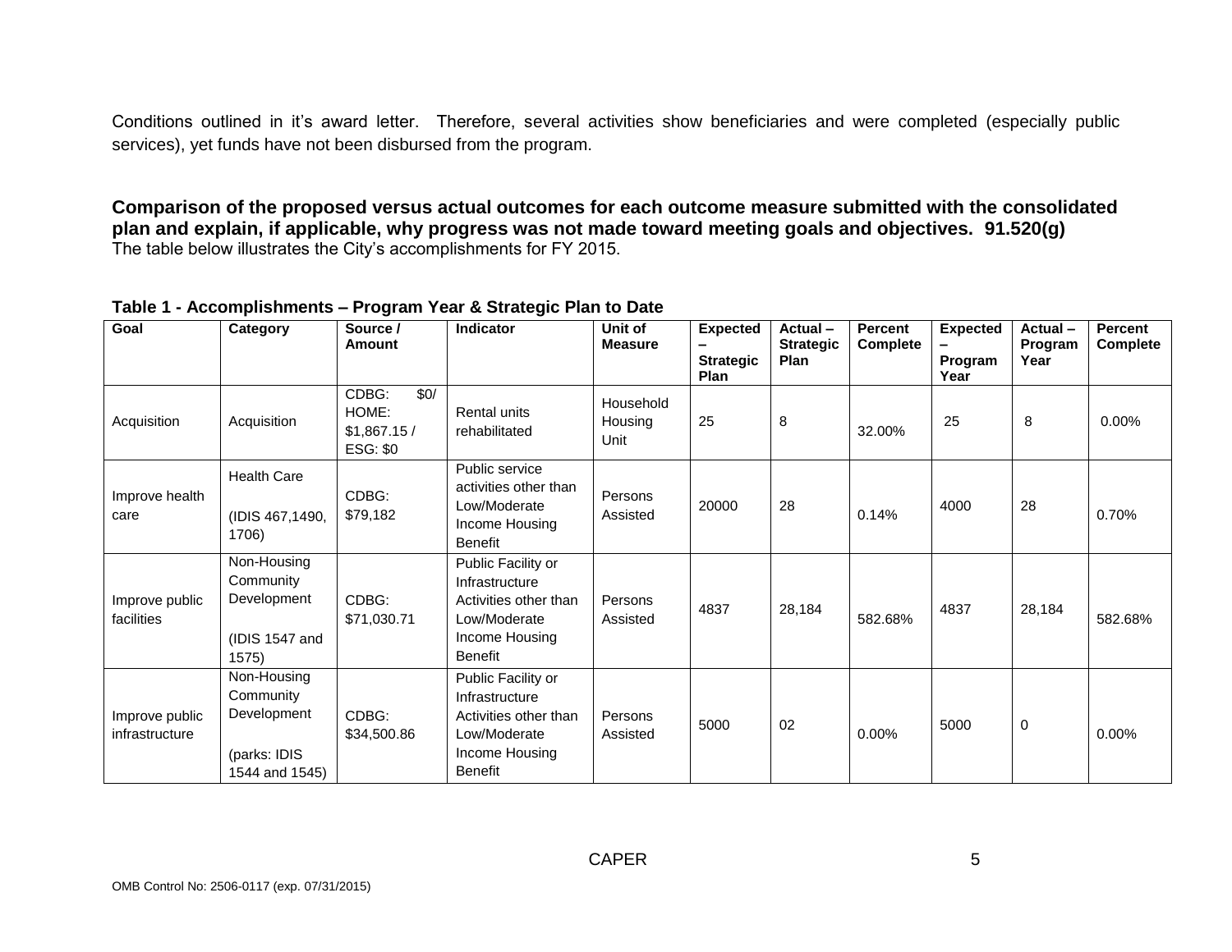Conditions outlined in it's award letter. Therefore, several activities show beneficiaries and were completed (especially public services), yet funds have not been disbursed from the program.

**Comparison of the proposed versus actual outcomes for each outcome measure submitted with the consolidated plan and explain, if applicable, why progress was not made toward meeting goals and objectives. 91.520(g)**
The table below illustrates the City's accomplishments for FY 2015.

**Table 1 - Accomplishments – Program Year & Strategic Plan to Date**

| Goal | Category | Source / Amount | Indicator | Unit of Measure | Expected – Strategic Plan | Actual – Strategic Plan | Percent Complete | Expected – Program Year | Actual – Program Year | Percent Complete |
|---|---|---|---|---|---|---|---|---|---|---|
| Acquisition | Acquisition | CDBG: $0/ HOME: $1,867.15 / ESG: $0 | Rental units rehabilitated | Household Housing Unit | 25 | 8 | 32.00% | 25 | 8 | 0.00% |
| Improve health care | Health Care (IDIS 467,1490, 1706) | CDBG: $79,182 | Public service activities other than Low/Moderate Income Housing Benefit | Persons Assisted | 20000 | 28 | 0.14% | 4000 | 28 | 0.70% |
| Improve public facilities | Non-Housing Community Development (IDIS 1547 and 1575) | CDBG: $71,030.71 | Public Facility or Infrastructure Activities other than Low/Moderate Income Housing Benefit | Persons Assisted | 4837 | 28,184 | 582.68% | 4837 | 28,184 | 582.68% |
| Improve public infrastructure | Non-Housing Community Development (parks: IDIS 1544 and 1545) | CDBG: $34,500.86 | Public Facility or Infrastructure Activities other than Low/Moderate Income Housing Benefit | Persons Assisted | 5000 | 02 | 0.00% | 5000 | 0 | 0.00% |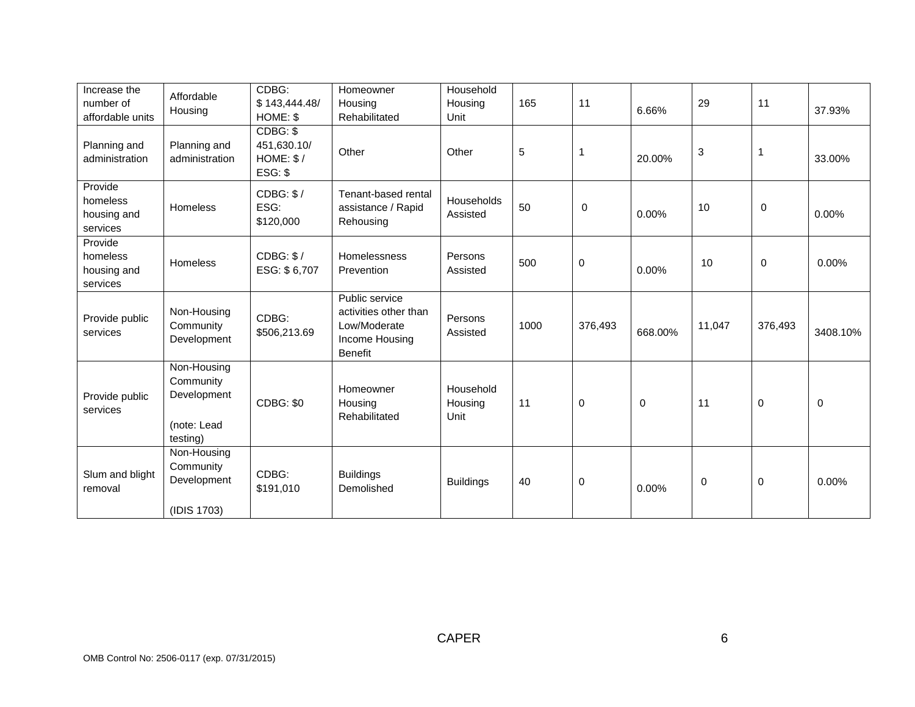| Increase the number of affordable units | Affordable Housing | CDBG: $ 143,444.48/ HOME: $ | Homeowner Housing Rehabilitated | Household Housing Unit | 165 | 11 | 6.66% | 29 | 11 | 37.93% |
|---|---|---|---|---|---|---|---|---|---|---|
| Planning and administration | Planning and administration | CDBG: $ 451,630.10/ HOME: $ / ESG: $ | Other | Other | 5 | 1 | 20.00% | 3 | 1 | 33.00% |
| Provide homeless housing and services | Homeless | CDBG: $ / ESG: $120,000 | Tenant-based rental assistance / Rapid Rehousing | Households Assisted | 50 | 0 | 0.00% | 10 | 0 | 0.00% |
| Provide homeless housing and services | Homeless | CDBG: $ / ESG: $ 6,707 | Homelessness Prevention | Persons Assisted | 500 | 0 | 0.00% | 10 | 0 | 0.00% |
| Provide public services | Non-Housing Community Development | CDBG: $506,213.69 | Public service activities other than Low/Moderate Income Housing Benefit | Persons Assisted | 1000 | 376,493 | 668.00% | 11,047 | 376,493 | 3408.10% |
| Provide public services | Non-Housing Community Development (note: Lead testing) | CDBG: $0 | Homeowner Housing Rehabilitated | Household Housing Unit | 11 | 0 | 0 | 11 | 0 | 0 |
| Slum and blight removal | Non-Housing Community Development (IDIS 1703) | CDBG: $191,010 | Buildings Demolished | Buildings | 40 | 0 | 0.00% | 0 | 0 | 0.00% |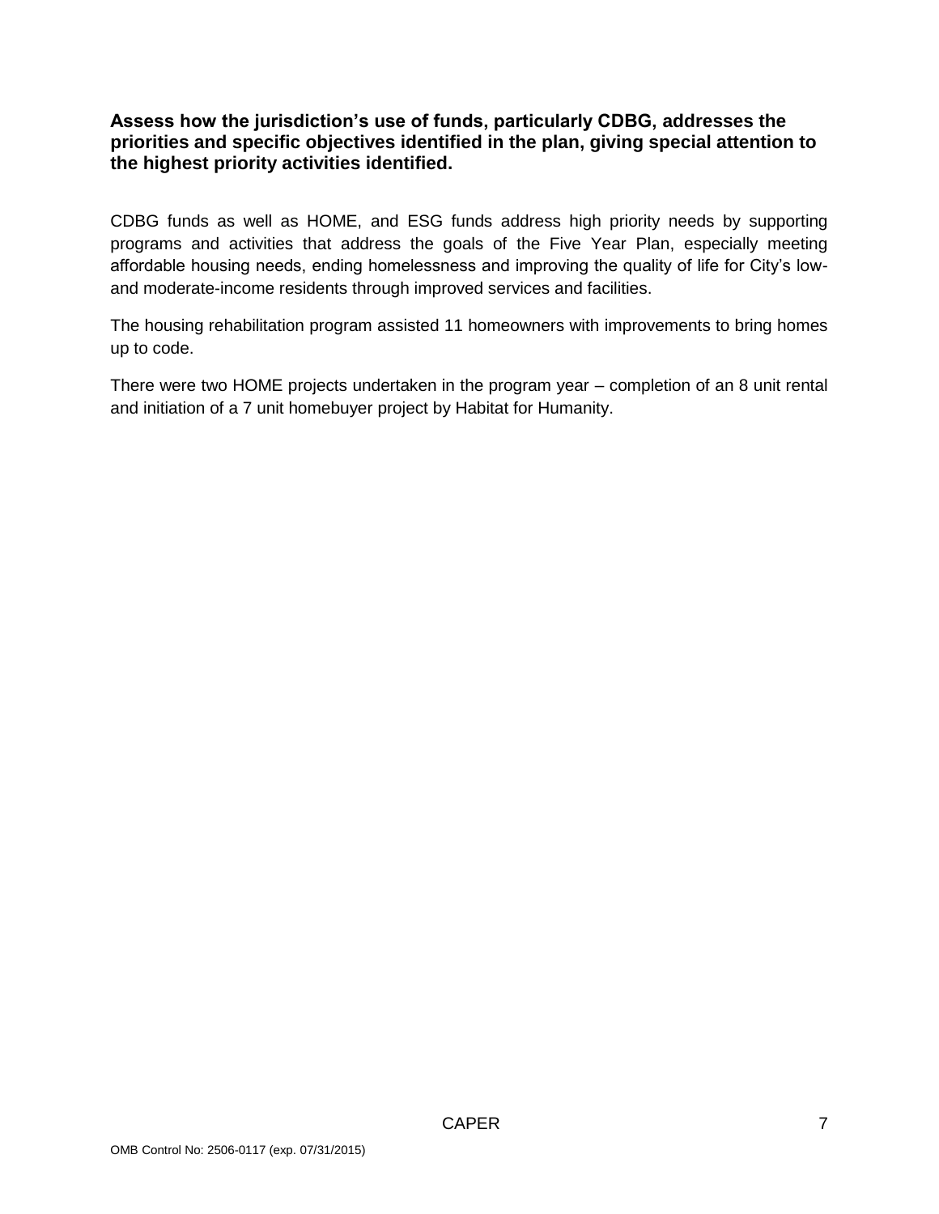**Assess how the jurisdiction's use of funds, particularly CDBG, addresses the priorities and specific objectives identified in the plan, giving special attention to the highest priority activities identified.**

CDBG funds as well as HOME, and ESG funds address high priority needs by supporting programs and activities that address the goals of the Five Year Plan, especially meeting affordable housing needs, ending homelessness and improving the quality of life for City's low- and moderate-income residents through improved services and facilities.

The housing rehabilitation program assisted 11 homeowners with improvements to bring homes up to code.

There were two HOME projects undertaken in the program year – completion of an 8 unit rental and initiation of a 7 unit homebuyer project by Habitat for Humanity.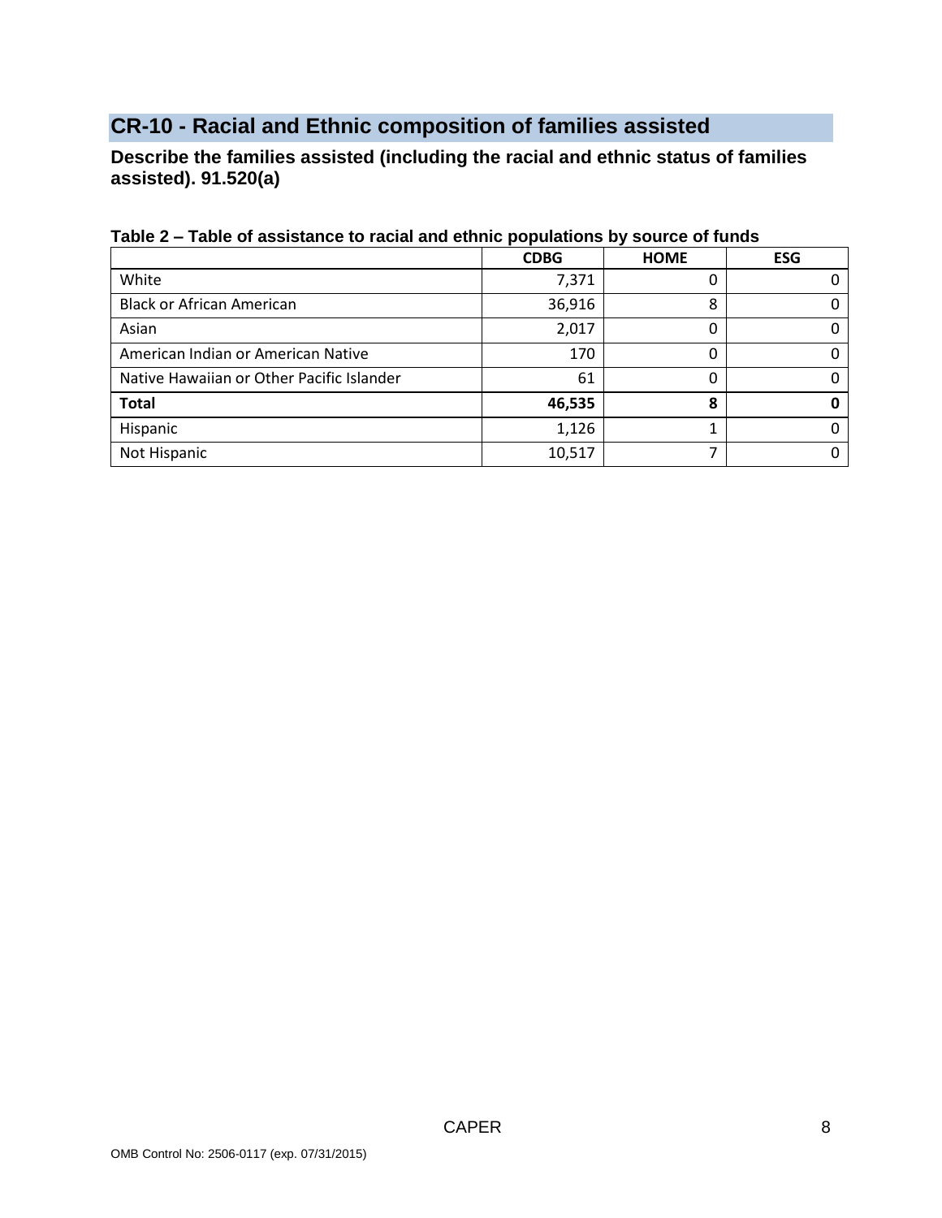## CR-10 - Racial and Ethnic composition of families assisted

**Describe the families assisted (including the racial and ethnic status of families assisted). 91.520(a)**

**Table 2 – Table of assistance to racial and ethnic populations by source of funds**

| | CDBG | HOME | ESG |
|---|---|---|---|
| White | 7,371 | 0 | 0 |
| Black or African American | 36,916 | 8 | 0 |
| Asian | 2,017 | 0 | 0 |
| American Indian or American Native | 170 | 0 | 0 |
| Native Hawaiian or Other Pacific Islander | 61 | 0 | 0 |
| **Total** | **46,535** | **8** | **0** |
| Hispanic | 1,126 | 1 | 0 |
| Not Hispanic | 10,517 | 7 | 0 |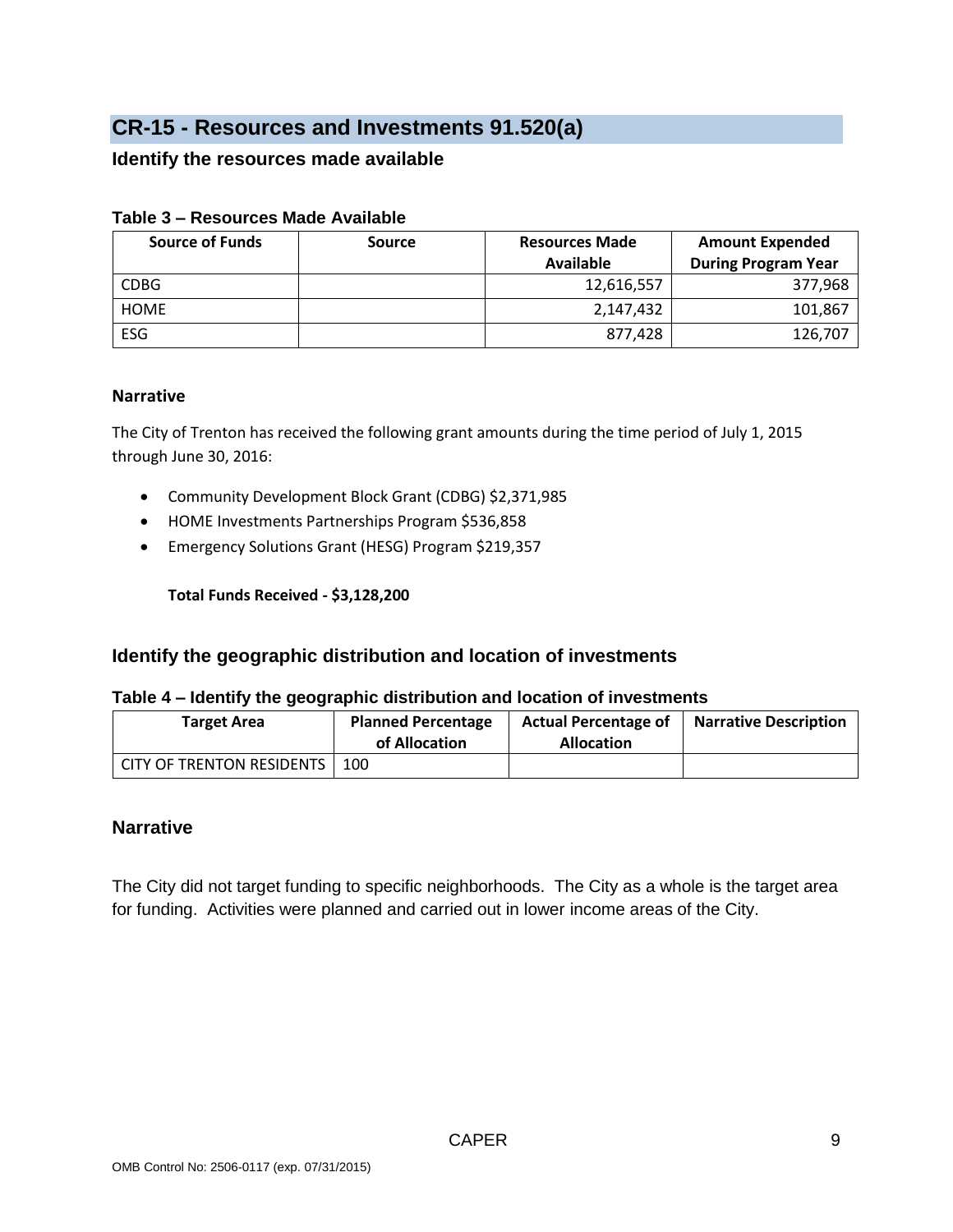## CR-15 - Resources and Investments 91.520(a)

### Identify the resources made available

**Table 3 – Resources Made Available**

| Source of Funds | Source | Resources Made Available | Amount Expended During Program Year |
|---|---|---|---|
| CDBG | | 12,616,557 | 377,968 |
| HOME | | 2,147,432 | 101,867 |
| ESG | | 877,428 | 126,707 |

**Narrative**

The City of Trenton has received the following grant amounts during the time period of July 1, 2015 through June 30, 2016:

- Community Development Block Grant (CDBG) $2,371,985
- HOME Investments Partnerships Program $536,858
- Emergency Solutions Grant (HESG) Program $219,357

**Total Funds Received - $3,128,200**

### Identify the geographic distribution and location of investments

**Table 4 – Identify the geographic distribution and location of investments**

| Target Area | Planned Percentage of Allocation | Actual Percentage of Allocation | Narrative Description |
|---|---|---|---|
| CITY OF TRENTON RESIDENTS | 100 | | |

### Narrative

The City did not target funding to specific neighborhoods. The City as a whole is the target area for funding. Activities were planned and carried out in lower income areas of the City.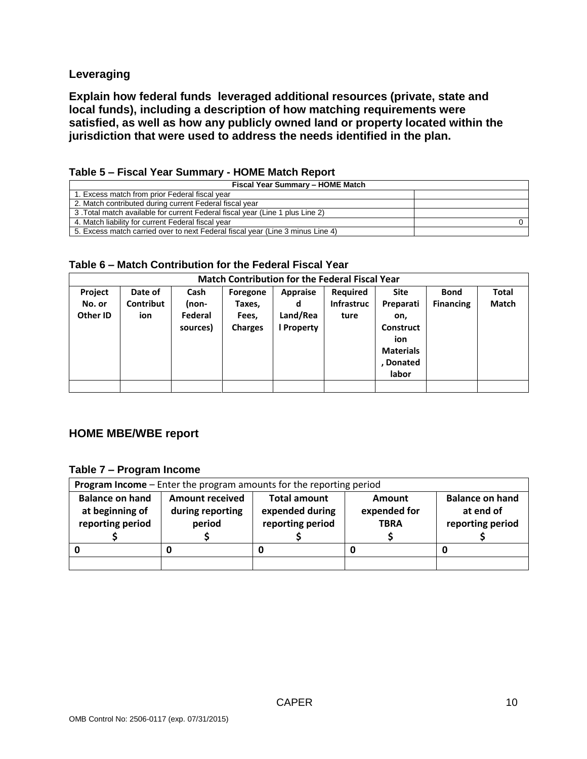## Leveraging

**Explain how federal funds leveraged additional resources (private, state and local funds), including a description of how matching requirements were satisfied, as well as how any publicly owned land or property located within the jurisdiction that were used to address the needs identified in the plan.**

**Table 5 – Fiscal Year Summary - HOME Match Report**

| Fiscal Year Summary – HOME Match | |
|---|---|
| 1. Excess match from prior Federal fiscal year | |
| 2. Match contributed during current Federal fiscal year | |
| 3 .Total match available for current Federal fiscal year (Line 1 plus Line 2) | |
| 4. Match liability for current Federal fiscal year | 0 |
| 5. Excess match carried over to next Federal fiscal year (Line 3 minus Line 4) | |

**Table 6 – Match Contribution for the Federal Fiscal Year**

| Match Contribution for the Federal Fiscal Year | | | | | | | | |
|---|---|---|---|---|---|---|---|---|
| Project No. or Other ID | Date of Contribution | Cash (non-Federal sources) | Foregone Taxes, Fees, Charges | Appraised Land/Real Property | Required Infrastructure | Site Preparation, Construction Materials, Donated labor | Bond Financing | Total Match |
| | | | | | | | | |

## HOME MBE/WBE report

**Table 7 – Program Income**

| **Program Income** – Enter the program amounts for the reporting period | | | | |
|---|---|---|---|---|
| Balance on hand at beginning of reporting period $ | Amount received during reporting period $ | Total amount expended during reporting period $ | Amount expended for TBRA $ | Balance on hand at end of reporting period $ |
| 0 | 0 | 0 | 0 | 0 |
| | | | | |

OMB Control No: 2506-0117 (exp. 07/31/2015)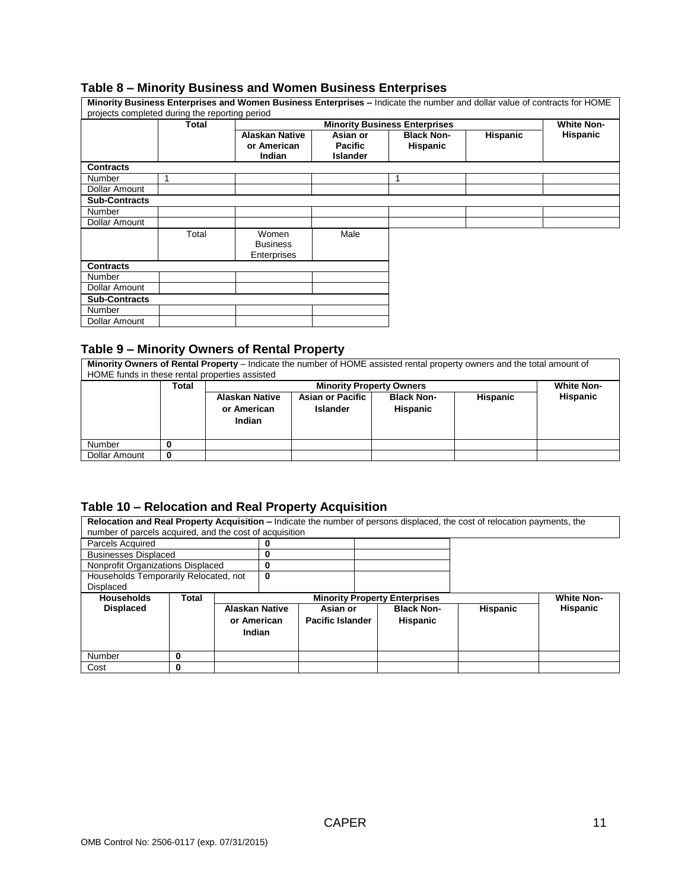## Table 8 – Minority Business and Women Business Enterprises

**Minority Business Enterprises and Women Business Enterprises –** Indicate the number and dollar value of contracts for HOME projects completed during the reporting period

| | Total | Minority Business Enterprises | | | | White Non-Hispanic |
|---|---|---|---|---|---|---|
| | | Alaskan Native or American Indian | Asian or Pacific Islander | Black Non-Hispanic | Hispanic | |
| **Contracts** | | | | | | |
| Number | 1 | | | 1 | | |
| Dollar Amount | | | | | | |
| **Sub-Contracts** | | | | | | |
| Number | | | | | | |
| Dollar Amount | | | | | | |

| | Total | Women Business Enterprises | Male |
|---|---|---|---|
| **Contracts** | | | |
| Number | | | |
| Dollar Amount | | | |
| **Sub-Contracts** | | | |
| Number | | | |
| Dollar Amount | | | |

## Table 9 – Minority Owners of Rental Property

**Minority Owners of Rental Property** – Indicate the number of HOME assisted rental property owners and the total amount of HOME funds in these rental properties assisted

| | Total | Minority Property Owners | | | | White Non-Hispanic |
|---|---|---|---|---|---|---|
| | | Alaskan Native or American Indian | Asian or Pacific Islander | Black Non-Hispanic | Hispanic | |
| Number | 0 | | | | | |
| Dollar Amount | 0 | | | | | |

## Table 10 – Relocation and Real Property Acquisition

**Relocation and Real Property Acquisition –** Indicate the number of persons displaced, the cost of relocation payments, the number of parcels acquired, and the cost of acquisition

| | | |
|---|---|---|
| Parcels Acquired | 0 | |
| Businesses Displaced | 0 | |
| Nonprofit Organizations Displaced | 0 | |
| Households Temporarily Relocated, not Displaced | 0 | |

| Households Displaced | Total | Minority Property Enterprises | | | | White Non-Hispanic |
|---|---|---|---|---|---|---|
| | | Alaskan Native or American Indian | Asian or Pacific Islander | Black Non-Hispanic | Hispanic | |
| Number | 0 | | | | | |
| Cost | 0 | | | | | |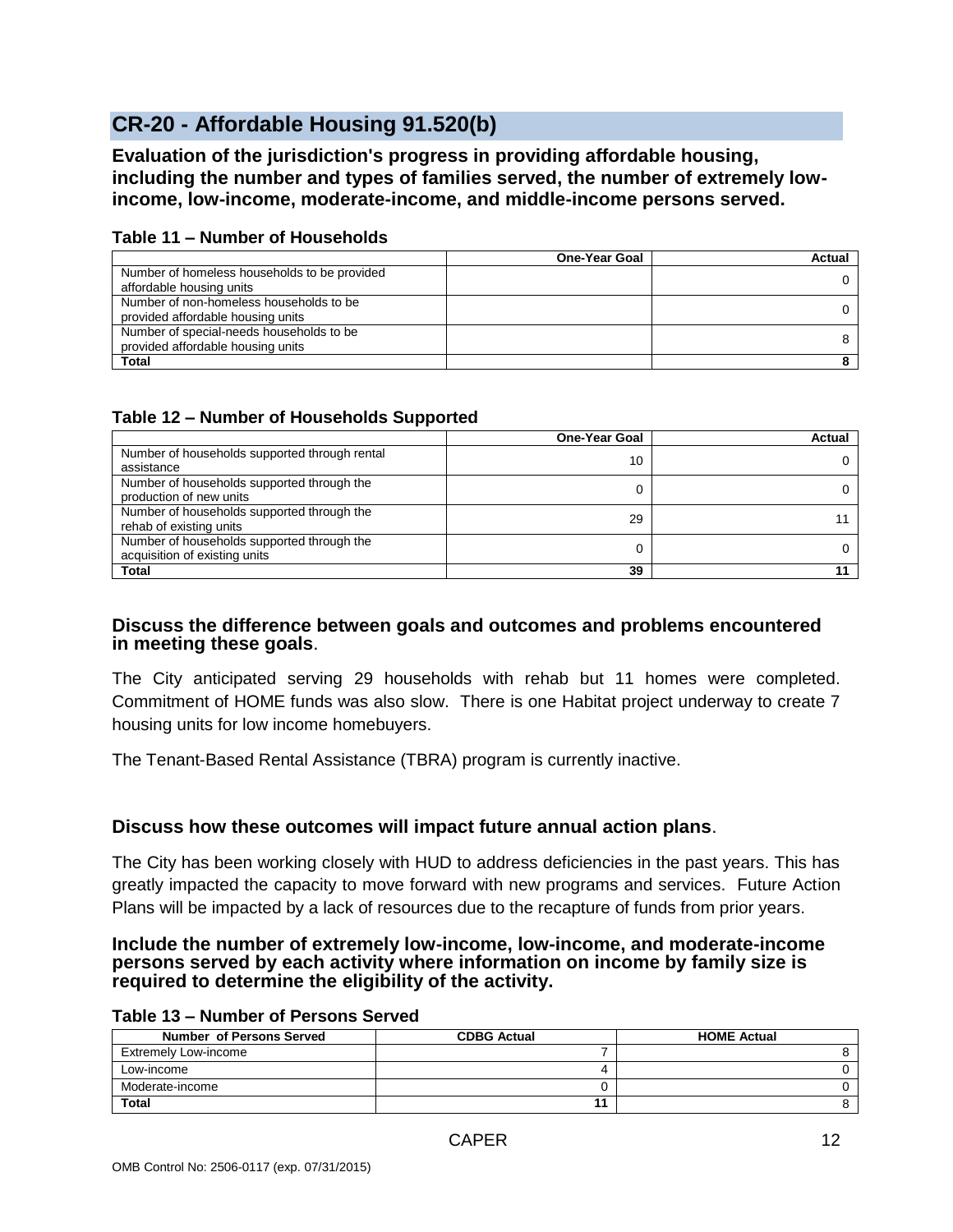## CR-20 - Affordable Housing 91.520(b)

**Evaluation of the jurisdiction's progress in providing affordable housing, including the number and types of families served, the number of extremely low-income, low-income, moderate-income, and middle-income persons served.**

**Table 11 – Number of Households**

| | One-Year Goal | Actual |
|---|---|---|
| Number of homeless households to be provided affordable housing units | | 0 |
| Number of non-homeless households to be provided affordable housing units | | 0 |
| Number of special-needs households to be provided affordable housing units | | 8 |
| **Total** | | **8** |

**Table 12 – Number of Households Supported**

| | One-Year Goal | Actual |
|---|---|---|
| Number of households supported through rental assistance | 10 | 0 |
| Number of households supported through the production of new units | 0 | 0 |
| Number of households supported through the rehab of existing units | 29 | 11 |
| Number of households supported through the acquisition of existing units | 0 | 0 |
| **Total** | **39** | **11** |

**Discuss the difference between goals and outcomes and problems encountered in meeting these goals**.

The City anticipated serving 29 households with rehab but 11 homes were completed. Commitment of HOME funds was also slow. There is one Habitat project underway to create 7 housing units for low income homebuyers.

The Tenant-Based Rental Assistance (TBRA) program is currently inactive.

**Discuss how these outcomes will impact future annual action plans**.

The City has been working closely with HUD to address deficiencies in the past years. This has greatly impacted the capacity to move forward with new programs and services. Future Action Plans will be impacted by a lack of resources due to the recapture of funds from prior years.

**Include the number of extremely low-income, low-income, and moderate-income persons served by each activity where information on income by family size is required to determine the eligibility of the activity.**

**Table 13 – Number of Persons Served**

| Number of Persons Served | CDBG Actual | HOME Actual |
|---|---|---|
| Extremely Low-income | 7 | 8 |
| Low-income | 4 | 0 |
| Moderate-income | 0 | 0 |
| **Total** | **11** | 8 |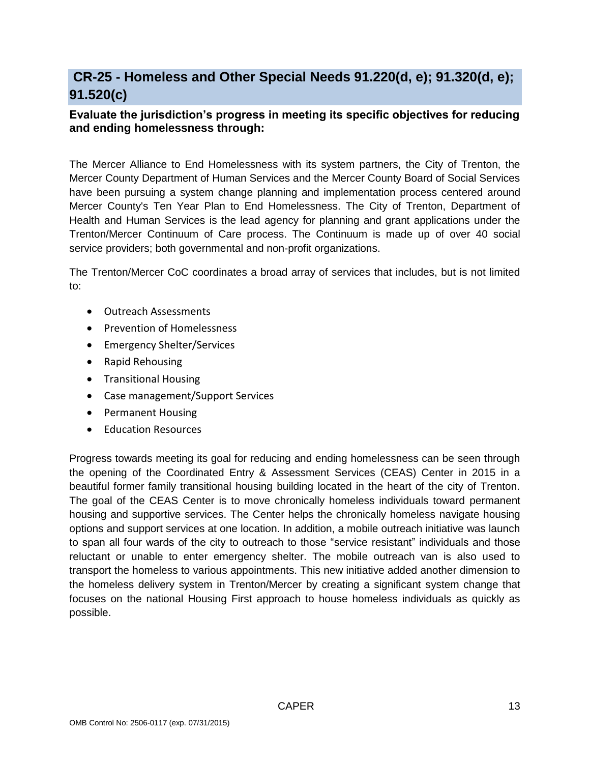## CR-25 - Homeless and Other Special Needs 91.220(d, e); 91.320(d, e); 91.520(c)

**Evaluate the jurisdiction's progress in meeting its specific objectives for reducing and ending homelessness through:**

The Mercer Alliance to End Homelessness with its system partners, the City of Trenton, the Mercer County Department of Human Services and the Mercer County Board of Social Services have been pursuing a system change planning and implementation process centered around Mercer County's Ten Year Plan to End Homelessness. The City of Trenton, Department of Health and Human Services is the lead agency for planning and grant applications under the Trenton/Mercer Continuum of Care process. The Continuum is made up of over 40 social service providers; both governmental and non-profit organizations.

The Trenton/Mercer CoC coordinates a broad array of services that includes, but is not limited to:

- Outreach Assessments
- Prevention of Homelessness
- Emergency Shelter/Services
- Rapid Rehousing
- Transitional Housing
- Case management/Support Services
- Permanent Housing
- Education Resources

Progress towards meeting its goal for reducing and ending homelessness can be seen through the opening of the Coordinated Entry & Assessment Services (CEAS) Center in 2015 in a beautiful former family transitional housing building located in the heart of the city of Trenton. The goal of the CEAS Center is to move chronically homeless individuals toward permanent housing and supportive services. The Center helps the chronically homeless navigate housing options and support services at one location. In addition, a mobile outreach initiative was launch to span all four wards of the city to outreach to those "service resistant" individuals and those reluctant or unable to enter emergency shelter. The mobile outreach van is also used to transport the homeless to various appointments. This new initiative added another dimension to the homeless delivery system in Trenton/Mercer by creating a significant system change that focuses on the national Housing First approach to house homeless individuals as quickly as possible.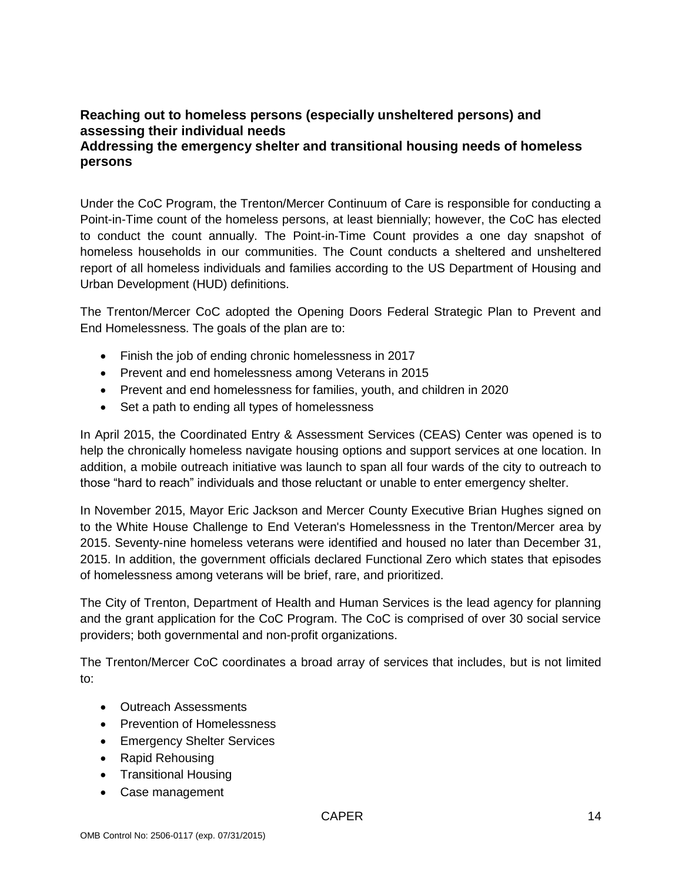### Reaching out to homeless persons (especially unsheltered persons) and assessing their individual needs

### Addressing the emergency shelter and transitional housing needs of homeless persons

Under the CoC Program, the Trenton/Mercer Continuum of Care is responsible for conducting a Point-in-Time count of the homeless persons, at least biennially; however, the CoC has elected to conduct the count annually. The Point-in-Time Count provides a one day snapshot of homeless households in our communities. The Count conducts a sheltered and unsheltered report of all homeless individuals and families according to the US Department of Housing and Urban Development (HUD) definitions.

The Trenton/Mercer CoC adopted the Opening Doors Federal Strategic Plan to Prevent and End Homelessness. The goals of the plan are to:

- Finish the job of ending chronic homelessness in 2017
- Prevent and end homelessness among Veterans in 2015
- Prevent and end homelessness for families, youth, and children in 2020
- Set a path to ending all types of homelessness

In April 2015, the Coordinated Entry & Assessment Services (CEAS) Center was opened is to help the chronically homeless navigate housing options and support services at one location. In addition, a mobile outreach initiative was launch to span all four wards of the city to outreach to those "hard to reach" individuals and those reluctant or unable to enter emergency shelter.

In November 2015, Mayor Eric Jackson and Mercer County Executive Brian Hughes signed on to the White House Challenge to End Veteran's Homelessness in the Trenton/Mercer area by 2015. Seventy-nine homeless veterans were identified and housed no later than December 31, 2015. In addition, the government officials declared Functional Zero which states that episodes of homelessness among veterans will be brief, rare, and prioritized.

The City of Trenton, Department of Health and Human Services is the lead agency for planning and the grant application for the CoC Program. The CoC is comprised of over 30 social service providers; both governmental and non-profit organizations.

The Trenton/Mercer CoC coordinates a broad array of services that includes, but is not limited to:

- Outreach Assessments
- Prevention of Homelessness
- Emergency Shelter Services
- Rapid Rehousing
- Transitional Housing
- Case management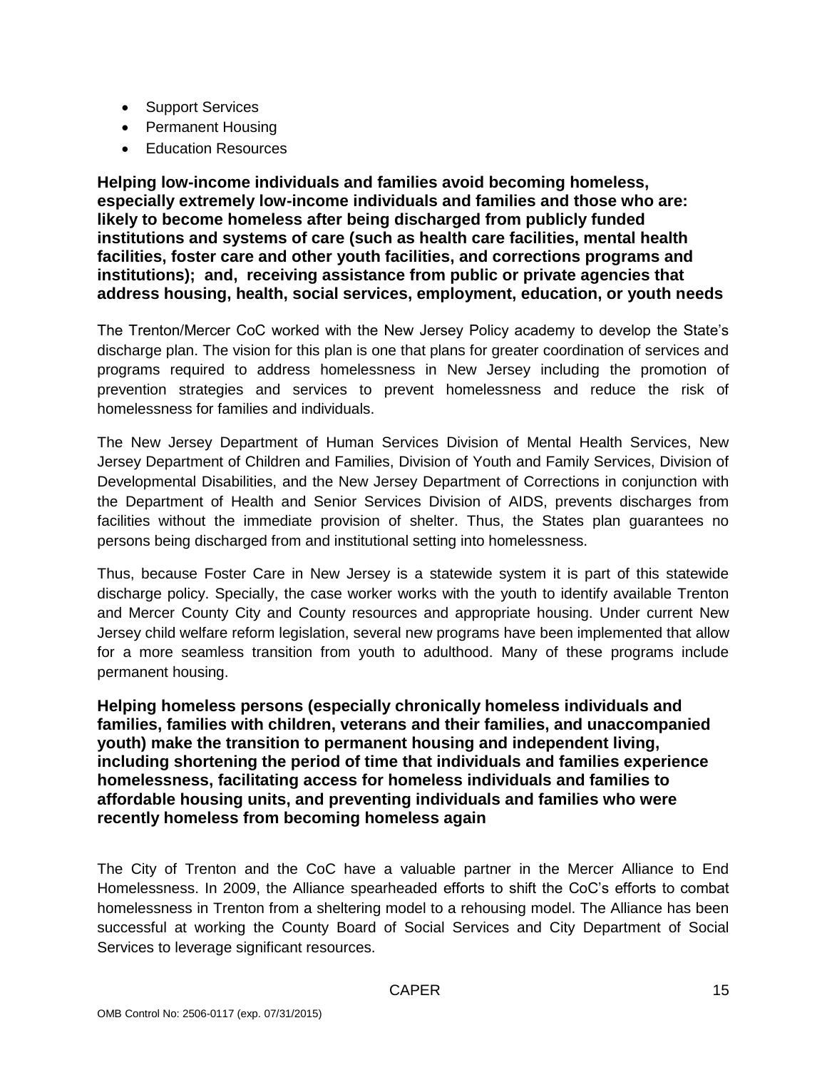- Support Services
- Permanent Housing
- Education Resources

**Helping low-income individuals and families avoid becoming homeless, especially extremely low-income individuals and families and those who are: likely to become homeless after being discharged from publicly funded institutions and systems of care (such as health care facilities, mental health facilities, foster care and other youth facilities, and corrections programs and institutions); and, receiving assistance from public or private agencies that address housing, health, social services, employment, education, or youth needs**

The Trenton/Mercer CoC worked with the New Jersey Policy academy to develop the State's discharge plan. The vision for this plan is one that plans for greater coordination of services and programs required to address homelessness in New Jersey including the promotion of prevention strategies and services to prevent homelessness and reduce the risk of homelessness for families and individuals.

The New Jersey Department of Human Services Division of Mental Health Services, New Jersey Department of Children and Families, Division of Youth and Family Services, Division of Developmental Disabilities, and the New Jersey Department of Corrections in conjunction with the Department of Health and Senior Services Division of AIDS, prevents discharges from facilities without the immediate provision of shelter. Thus, the States plan guarantees no persons being discharged from and institutional setting into homelessness.

Thus, because Foster Care in New Jersey is a statewide system it is part of this statewide discharge policy. Specially, the case worker works with the youth to identify available Trenton and Mercer County City and County resources and appropriate housing. Under current New Jersey child welfare reform legislation, several new programs have been implemented that allow for a more seamless transition from youth to adulthood. Many of these programs include permanent housing.

**Helping homeless persons (especially chronically homeless individuals and families, families with children, veterans and their families, and unaccompanied youth) make the transition to permanent housing and independent living, including shortening the period of time that individuals and families experience homelessness, facilitating access for homeless individuals and families to affordable housing units, and preventing individuals and families who were recently homeless from becoming homeless again**

The City of Trenton and the CoC have a valuable partner in the Mercer Alliance to End Homelessness. In 2009, the Alliance spearheaded efforts to shift the CoC's efforts to combat homelessness in Trenton from a sheltering model to a rehousing model. The Alliance has been successful at working the County Board of Social Services and City Department of Social Services to leverage significant resources.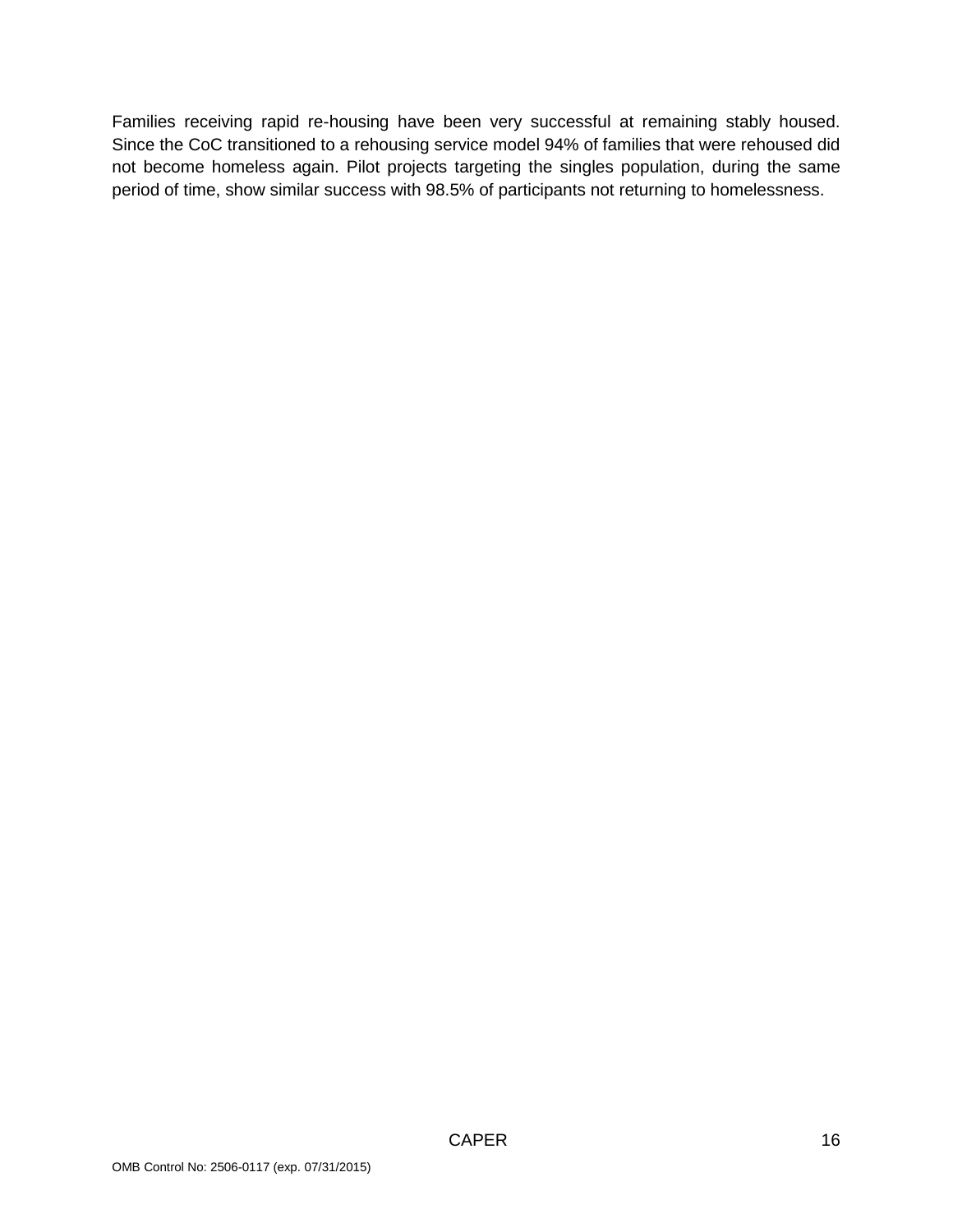Families receiving rapid re-housing have been very successful at remaining stably housed. Since the CoC transitioned to a rehousing service model 94% of families that were rehoused did not become homeless again. Pilot projects targeting the singles population, during the same period of time, show similar success with 98.5% of participants not returning to homelessness.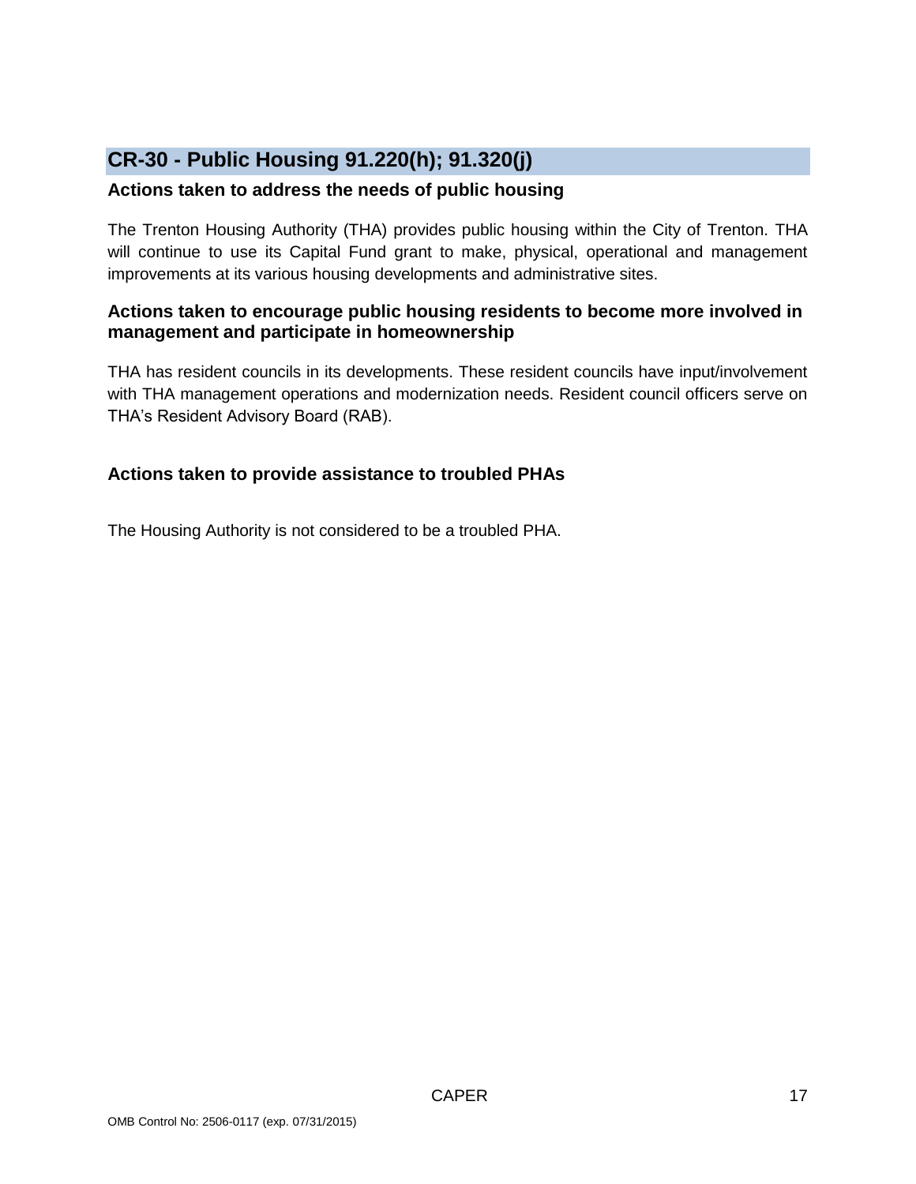## CR-30 - Public Housing 91.220(h); 91.320(j)

### Actions taken to address the needs of public housing

The Trenton Housing Authority (THA) provides public housing within the City of Trenton. THA will continue to use its Capital Fund grant to make, physical, operational and management improvements at its various housing developments and administrative sites.

### Actions taken to encourage public housing residents to become more involved in management and participate in homeownership

THA has resident councils in its developments. These resident councils have input/involvement with THA management operations and modernization needs. Resident council officers serve on THA's Resident Advisory Board (RAB).

### Actions taken to provide assistance to troubled PHAs

The Housing Authority is not considered to be a troubled PHA.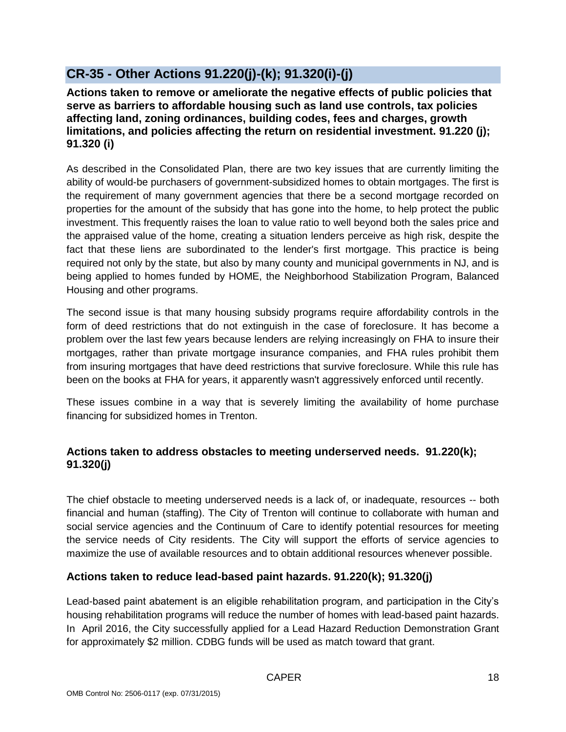## CR-35 - Other Actions 91.220(j)-(k); 91.320(i)-(j)

**Actions taken to remove or ameliorate the negative effects of public policies that serve as barriers to affordable housing such as land use controls, tax policies affecting land, zoning ordinances, building codes, fees and charges, growth limitations, and policies affecting the return on residential investment. 91.220 (j); 91.320 (i)**

As described in the Consolidated Plan, there are two key issues that are currently limiting the ability of would-be purchasers of government-subsidized homes to obtain mortgages. The first is the requirement of many government agencies that there be a second mortgage recorded on properties for the amount of the subsidy that has gone into the home, to help protect the public investment. This frequently raises the loan to value ratio to well beyond both the sales price and the appraised value of the home, creating a situation lenders perceive as high risk, despite the fact that these liens are subordinated to the lender's first mortgage. This practice is being required not only by the state, but also by many county and municipal governments in NJ, and is being applied to homes funded by HOME, the Neighborhood Stabilization Program, Balanced Housing and other programs.

The second issue is that many housing subsidy programs require affordability controls in the form of deed restrictions that do not extinguish in the case of foreclosure. It has become a problem over the last few years because lenders are relying increasingly on FHA to insure their mortgages, rather than private mortgage insurance companies, and FHA rules prohibit them from insuring mortgages that have deed restrictions that survive foreclosure. While this rule has been on the books at FHA for years, it apparently wasn't aggressively enforced until recently.

These issues combine in a way that is severely limiting the availability of home purchase financing for subsidized homes in Trenton.

### Actions taken to address obstacles to meeting underserved needs. 91.220(k); 91.320(j)

The chief obstacle to meeting underserved needs is a lack of, or inadequate, resources -- both financial and human (staffing). The City of Trenton will continue to collaborate with human and social service agencies and the Continuum of Care to identify potential resources for meeting the service needs of City residents. The City will support the efforts of service agencies to maximize the use of available resources and to obtain additional resources whenever possible.

### Actions taken to reduce lead-based paint hazards. 91.220(k); 91.320(j)

Lead-based paint abatement is an eligible rehabilitation program, and participation in the City's housing rehabilitation programs will reduce the number of homes with lead-based paint hazards. In April 2016, the City successfully applied for a Lead Hazard Reduction Demonstration Grant for approximately $2 million. CDBG funds will be used as match toward that grant.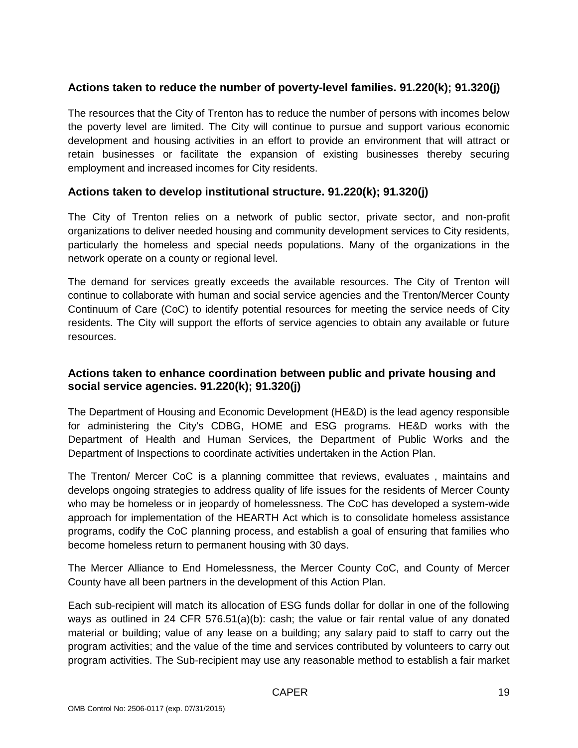## Actions taken to reduce the number of poverty-level families. 91.220(k); 91.320(j)

The resources that the City of Trenton has to reduce the number of persons with incomes below the poverty level are limited. The City will continue to pursue and support various economic development and housing activities in an effort to provide an environment that will attract or retain businesses or facilitate the expansion of existing businesses thereby securing employment and increased incomes for City residents.

## Actions taken to develop institutional structure. 91.220(k); 91.320(j)

The City of Trenton relies on a network of public sector, private sector, and non-profit organizations to deliver needed housing and community development services to City residents, particularly the homeless and special needs populations. Many of the organizations in the network operate on a county or regional level.

The demand for services greatly exceeds the available resources. The City of Trenton will continue to collaborate with human and social service agencies and the Trenton/Mercer County Continuum of Care (CoC) to identify potential resources for meeting the service needs of City residents. The City will support the efforts of service agencies to obtain any available or future resources.

## Actions taken to enhance coordination between public and private housing and social service agencies. 91.220(k); 91.320(j)

The Department of Housing and Economic Development (HE&D) is the lead agency responsible for administering the City's CDBG, HOME and ESG programs. HE&D works with the Department of Health and Human Services, the Department of Public Works and the Department of Inspections to coordinate activities undertaken in the Action Plan.

The Trenton/ Mercer CoC is a planning committee that reviews, evaluates , maintains and develops ongoing strategies to address quality of life issues for the residents of Mercer County who may be homeless or in jeopardy of homelessness. The CoC has developed a system-wide approach for implementation of the HEARTH Act which is to consolidate homeless assistance programs, codify the CoC planning process, and establish a goal of ensuring that families who become homeless return to permanent housing with 30 days.

The Mercer Alliance to End Homelessness, the Mercer County CoC, and County of Mercer County have all been partners in the development of this Action Plan.

Each sub-recipient will match its allocation of ESG funds dollar for dollar in one of the following ways as outlined in 24 CFR 576.51(a)(b): cash; the value or fair rental value of any donated material or building; value of any lease on a building; any salary paid to staff to carry out the program activities; and the value of the time and services contributed by volunteers to carry out program activities. The Sub-recipient may use any reasonable method to establish a fair market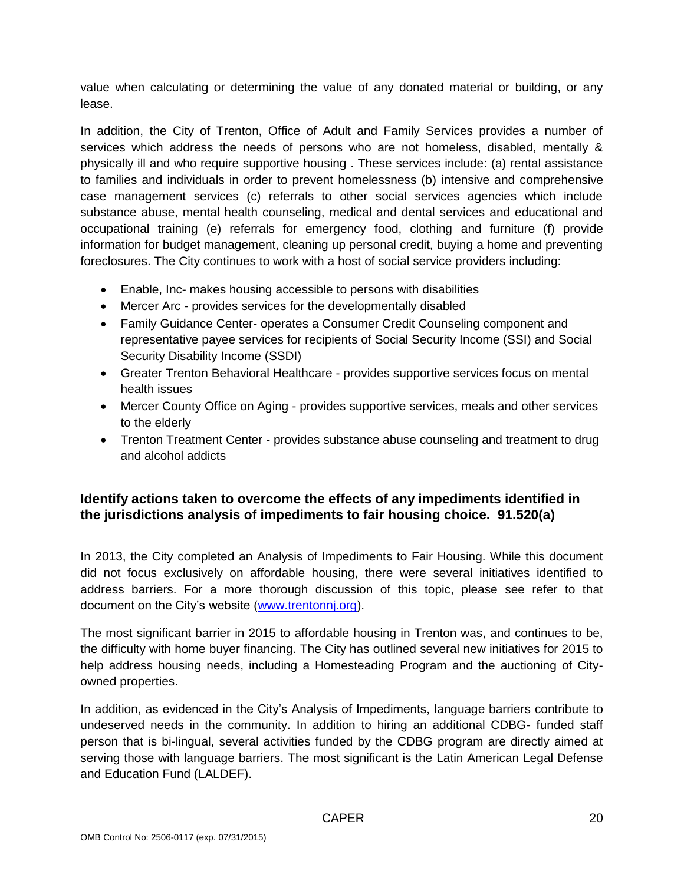value when calculating or determining the value of any donated material or building, or any lease.

In addition, the City of Trenton, Office of Adult and Family Services provides a number of services which address the needs of persons who are not homeless, disabled, mentally & physically ill and who require supportive housing . These services include: (a) rental assistance to families and individuals in order to prevent homelessness (b) intensive and comprehensive case management services (c) referrals to other social services agencies which include substance abuse, mental health counseling, medical and dental services and educational and occupational training (e) referrals for emergency food, clothing and furniture (f) provide information for budget management, cleaning up personal credit, buying a home and preventing foreclosures. The City continues to work with a host of social service providers including:

- Enable, Inc- makes housing accessible to persons with disabilities
- Mercer Arc - provides services for the developmentally disabled
- Family Guidance Center- operates a Consumer Credit Counseling component and representative payee services for recipients of Social Security Income (SSI) and Social Security Disability Income (SSDI)
- Greater Trenton Behavioral Healthcare - provides supportive services focus on mental health issues
- Mercer County Office on Aging - provides supportive services, meals and other services to the elderly
- Trenton Treatment Center - provides substance abuse counseling and treatment to drug and alcohol addicts

### Identify actions taken to overcome the effects of any impediments identified in the jurisdictions analysis of impediments to fair housing choice. 91.520(a)

In 2013, the City completed an Analysis of Impediments to Fair Housing. While this document did not focus exclusively on affordable housing, there were several initiatives identified to address barriers. For a more thorough discussion of this topic, please see refer to that document on the City's website (www.trentonnj.org).

The most significant barrier in 2015 to affordable housing in Trenton was, and continues to be, the difficulty with home buyer financing. The City has outlined several new initiatives for 2015 to help address housing needs, including a Homesteading Program and the auctioning of City-owned properties.

In addition, as evidenced in the City's Analysis of Impediments, language barriers contribute to undeserved needs in the community. In addition to hiring an additional CDBG- funded staff person that is bi-lingual, several activities funded by the CDBG program are directly aimed at serving those with language barriers. The most significant is the Latin American Legal Defense and Education Fund (LALDEF).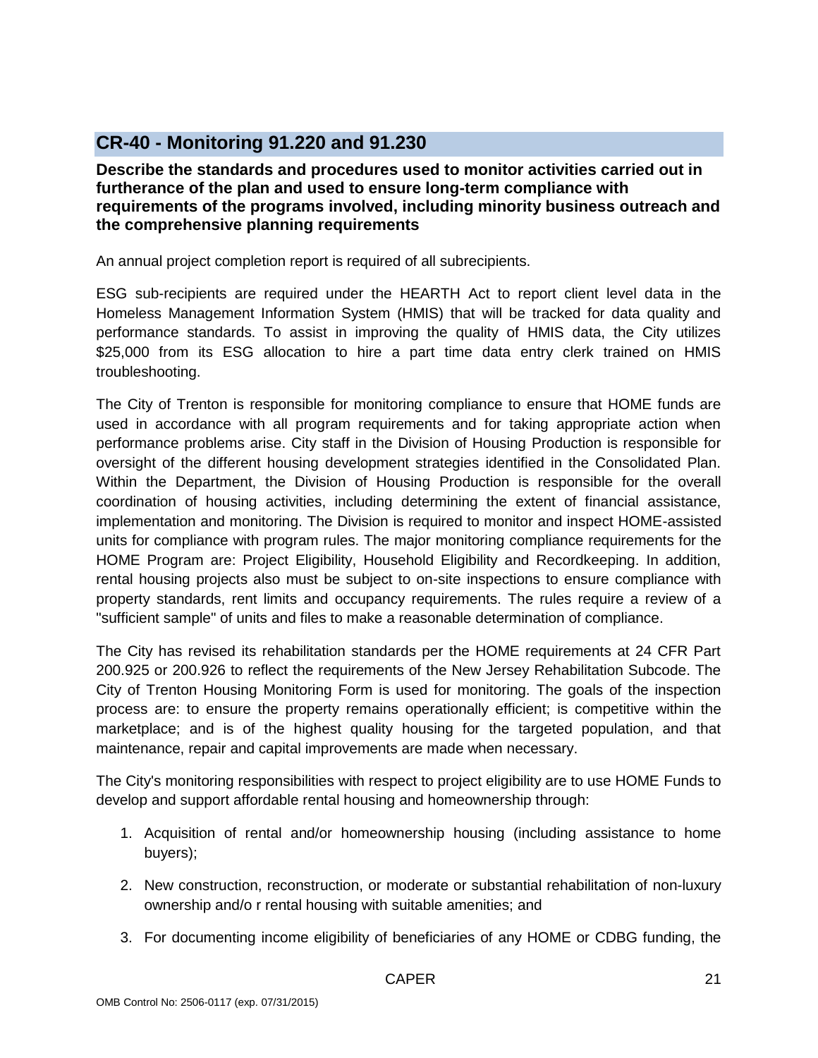## CR-40 - Monitoring 91.220 and 91.230

**Describe the standards and procedures used to monitor activities carried out in furtherance of the plan and used to ensure long-term compliance with requirements of the programs involved, including minority business outreach and the comprehensive planning requirements**

An annual project completion report is required of all subrecipients.

ESG sub-recipients are required under the HEARTH Act to report client level data in the Homeless Management Information System (HMIS) that will be tracked for data quality and performance standards. To assist in improving the quality of HMIS data, the City utilizes $25,000 from its ESG allocation to hire a part time data entry clerk trained on HMIS troubleshooting.

The City of Trenton is responsible for monitoring compliance to ensure that HOME funds are used in accordance with all program requirements and for taking appropriate action when performance problems arise. City staff in the Division of Housing Production is responsible for oversight of the different housing development strategies identified in the Consolidated Plan. Within the Department, the Division of Housing Production is responsible for the overall coordination of housing activities, including determining the extent of financial assistance, implementation and monitoring. The Division is required to monitor and inspect HOME-assisted units for compliance with program rules. The major monitoring compliance requirements for the HOME Program are: Project Eligibility, Household Eligibility and Recordkeeping. In addition, rental housing projects also must be subject to on-site inspections to ensure compliance with property standards, rent limits and occupancy requirements. The rules require a review of a "sufficient sample" of units and files to make a reasonable determination of compliance.

The City has revised its rehabilitation standards per the HOME requirements at 24 CFR Part 200.925 or 200.926 to reflect the requirements of the New Jersey Rehabilitation Subcode. The City of Trenton Housing Monitoring Form is used for monitoring. The goals of the inspection process are: to ensure the property remains operationally efficient; is competitive within the marketplace; and is of the highest quality housing for the targeted population, and that maintenance, repair and capital improvements are made when necessary.

The City's monitoring responsibilities with respect to project eligibility are to use HOME Funds to develop and support affordable rental housing and homeownership through:

1. Acquisition of rental and/or homeownership housing (including assistance to home buyers);
2. New construction, reconstruction, or moderate or substantial rehabilitation of non-luxury ownership and/o r rental housing with suitable amenities; and
3. For documenting income eligibility of beneficiaries of any HOME or CDBG funding, the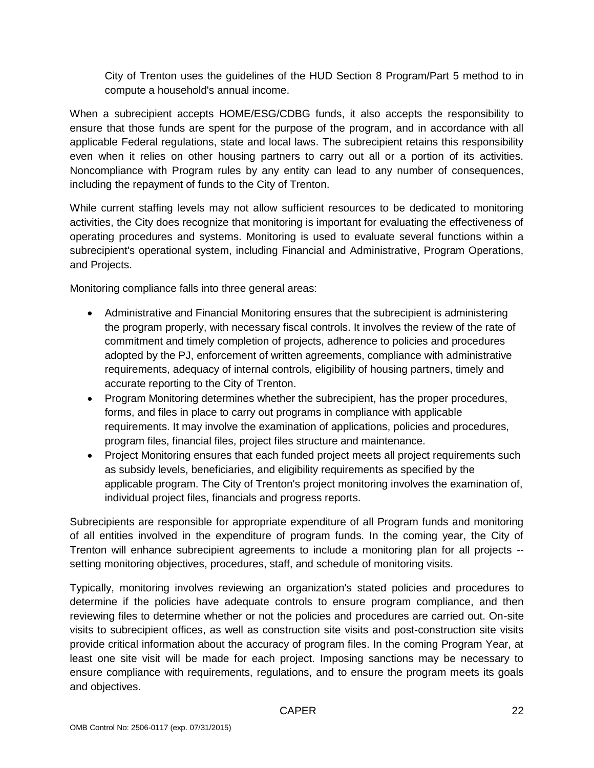City of Trenton uses the guidelines of the HUD Section 8 Program/Part 5 method to in compute a household's annual income.

When a subrecipient accepts HOME/ESG/CDBG funds, it also accepts the responsibility to ensure that those funds are spent for the purpose of the program, and in accordance with all applicable Federal regulations, state and local laws. The subrecipient retains this responsibility even when it relies on other housing partners to carry out all or a portion of its activities. Noncompliance with Program rules by any entity can lead to any number of consequences, including the repayment of funds to the City of Trenton.

While current staffing levels may not allow sufficient resources to be dedicated to monitoring activities, the City does recognize that monitoring is important for evaluating the effectiveness of operating procedures and systems. Monitoring is used to evaluate several functions within a subrecipient's operational system, including Financial and Administrative, Program Operations, and Projects.

Monitoring compliance falls into three general areas:

- Administrative and Financial Monitoring ensures that the subrecipient is administering the program properly, with necessary fiscal controls. It involves the review of the rate of commitment and timely completion of projects, adherence to policies and procedures adopted by the PJ, enforcement of written agreements, compliance with administrative requirements, adequacy of internal controls, eligibility of housing partners, timely and accurate reporting to the City of Trenton.
- Program Monitoring determines whether the subrecipient, has the proper procedures, forms, and files in place to carry out programs in compliance with applicable requirements. It may involve the examination of applications, policies and procedures, program files, financial files, project files structure and maintenance.
- Project Monitoring ensures that each funded project meets all project requirements such as subsidy levels, beneficiaries, and eligibility requirements as specified by the applicable program. The City of Trenton's project monitoring involves the examination of, individual project files, financials and progress reports.

Subrecipients are responsible for appropriate expenditure of all Program funds and monitoring of all entities involved in the expenditure of program funds. In the coming year, the City of Trenton will enhance subrecipient agreements to include a monitoring plan for all projects -- setting monitoring objectives, procedures, staff, and schedule of monitoring visits.

Typically, monitoring involves reviewing an organization's stated policies and procedures to determine if the policies have adequate controls to ensure program compliance, and then reviewing files to determine whether or not the policies and procedures are carried out. On-site visits to subrecipient offices, as well as construction site visits and post-construction site visits provide critical information about the accuracy of program files. In the coming Program Year, at least one site visit will be made for each project. Imposing sanctions may be necessary to ensure compliance with requirements, regulations, and to ensure the program meets its goals and objectives.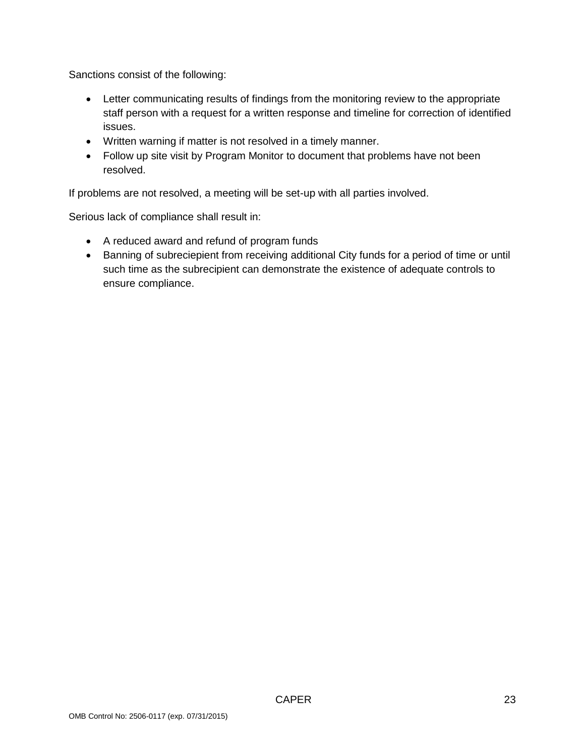Sanctions consist of the following:

- Letter communicating results of findings from the monitoring review to the appropriate staff person with a request for a written response and timeline for correction of identified issues.
- Written warning if matter is not resolved in a timely manner.
- Follow up site visit by Program Monitor to document that problems have not been resolved.

If problems are not resolved, a meeting will be set-up with all parties involved.

Serious lack of compliance shall result in:

- A reduced award and refund of program funds
- Banning of subreciepient from receiving additional City funds for a period of time or until such time as the subrecipient can demonstrate the existence of adequate controls to ensure compliance.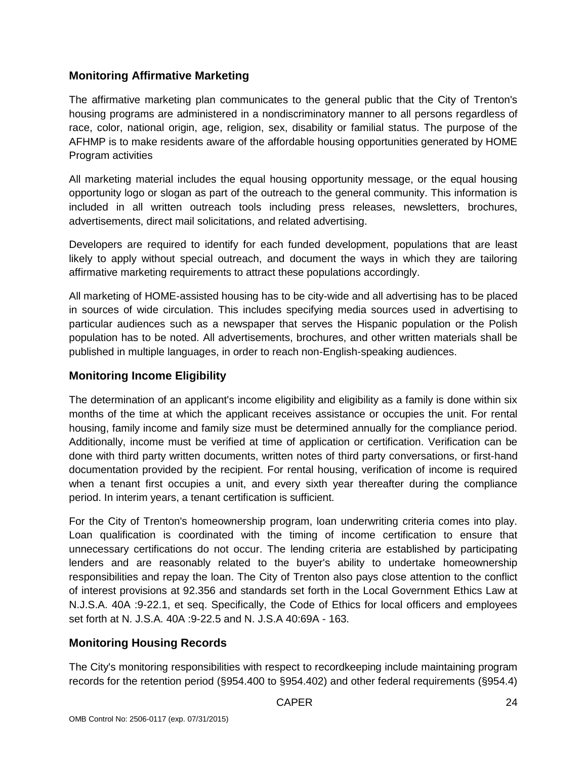### Monitoring Affirmative Marketing

The affirmative marketing plan communicates to the general public that the City of Trenton's housing programs are administered in a nondiscriminatory manner to all persons regardless of race, color, national origin, age, religion, sex, disability or familial status. The purpose of the AFHMP is to make residents aware of the affordable housing opportunities generated by HOME Program activities

All marketing material includes the equal housing opportunity message, or the equal housing opportunity logo or slogan as part of the outreach to the general community. This information is included in all written outreach tools including press releases, newsletters, brochures, advertisements, direct mail solicitations, and related advertising.

Developers are required to identify for each funded development, populations that are least likely to apply without special outreach, and document the ways in which they are tailoring affirmative marketing requirements to attract these populations accordingly.

All marketing of HOME-assisted housing has to be city-wide and all advertising has to be placed in sources of wide circulation. This includes specifying media sources used in advertising to particular audiences such as a newspaper that serves the Hispanic population or the Polish population has to be noted. All advertisements, brochures, and other written materials shall be published in multiple languages, in order to reach non-English-speaking audiences.

### Monitoring Income Eligibility

The determination of an applicant's income eligibility and eligibility as a family is done within six months of the time at which the applicant receives assistance or occupies the unit. For rental housing, family income and family size must be determined annually for the compliance period. Additionally, income must be verified at time of application or certification. Verification can be done with third party written documents, written notes of third party conversations, or first-hand documentation provided by the recipient. For rental housing, verification of income is required when a tenant first occupies a unit, and every sixth year thereafter during the compliance period. In interim years, a tenant certification is sufficient.

For the City of Trenton's homeownership program, loan underwriting criteria comes into play. Loan qualification is coordinated with the timing of income certification to ensure that unnecessary certifications do not occur. The lending criteria are established by participating lenders and are reasonably related to the buyer's ability to undertake homeownership responsibilities and repay the loan. The City of Trenton also pays close attention to the conflict of interest provisions at 92.356 and standards set forth in the Local Government Ethics Law at N.J.S.A. 40A :9-22.1, et seq. Specifically, the Code of Ethics for local officers and employees set forth at N. J.S.A. 40A :9-22.5 and N. J.S.A 40:69A - 163.

### Monitoring Housing Records

The City's monitoring responsibilities with respect to recordkeeping include maintaining program records for the retention period (§954.400 to §954.402) and other federal requirements (§954.4)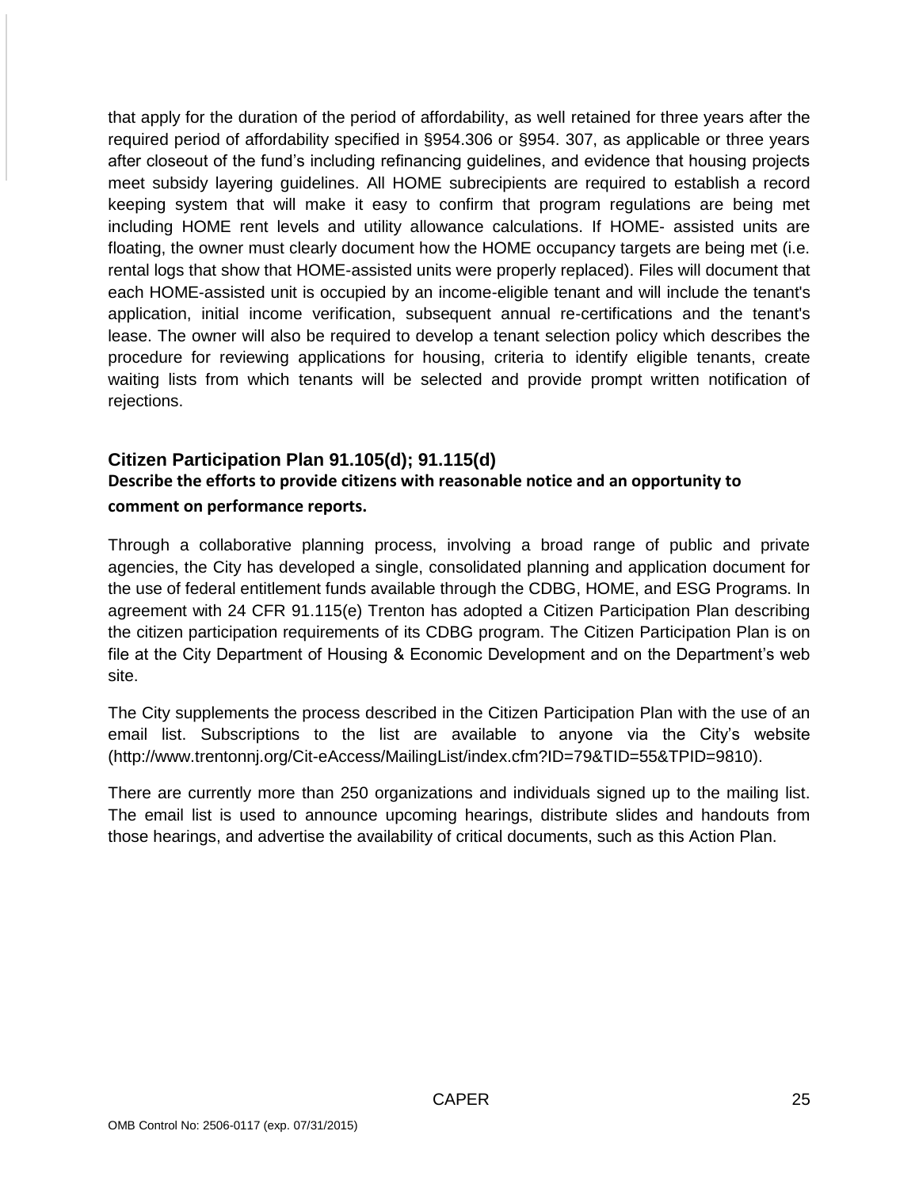that apply for the duration of the period of affordability, as well retained for three years after the required period of affordability specified in §954.306 or §954. 307, as applicable or three years after closeout of the fund's including refinancing guidelines, and evidence that housing projects meet subsidy layering guidelines. All HOME subrecipients are required to establish a record keeping system that will make it easy to confirm that program regulations are being met including HOME rent levels and utility allowance calculations. If HOME- assisted units are floating, the owner must clearly document how the HOME occupancy targets are being met (i.e. rental logs that show that HOME-assisted units were properly replaced). Files will document that each HOME-assisted unit is occupied by an income-eligible tenant and will include the tenant's application, initial income verification, subsequent annual re-certifications and the tenant's lease. The owner will also be required to develop a tenant selection policy which describes the procedure for reviewing applications for housing, criteria to identify eligible tenants, create waiting lists from which tenants will be selected and provide prompt written notification of rejections.

### Citizen Participation Plan 91.105(d); 91.115(d)

**Describe the efforts to provide citizens with reasonable notice and an opportunity to comment on performance reports.**

Through a collaborative planning process, involving a broad range of public and private agencies, the City has developed a single, consolidated planning and application document for the use of federal entitlement funds available through the CDBG, HOME, and ESG Programs. In agreement with 24 CFR 91.115(e) Trenton has adopted a Citizen Participation Plan describing the citizen participation requirements of its CDBG program. The Citizen Participation Plan is on file at the City Department of Housing & Economic Development and on the Department's web site.

The City supplements the process described in the Citizen Participation Plan with the use of an email list. Subscriptions to the list are available to anyone via the City's website (http://www.trentonnj.org/Cit-eAccess/MailingList/index.cfm?ID=79&TID=55&TPID=9810).

There are currently more than 250 organizations and individuals signed up to the mailing list. The email list is used to announce upcoming hearings, distribute slides and handouts from those hearings, and advertise the availability of critical documents, such as this Action Plan.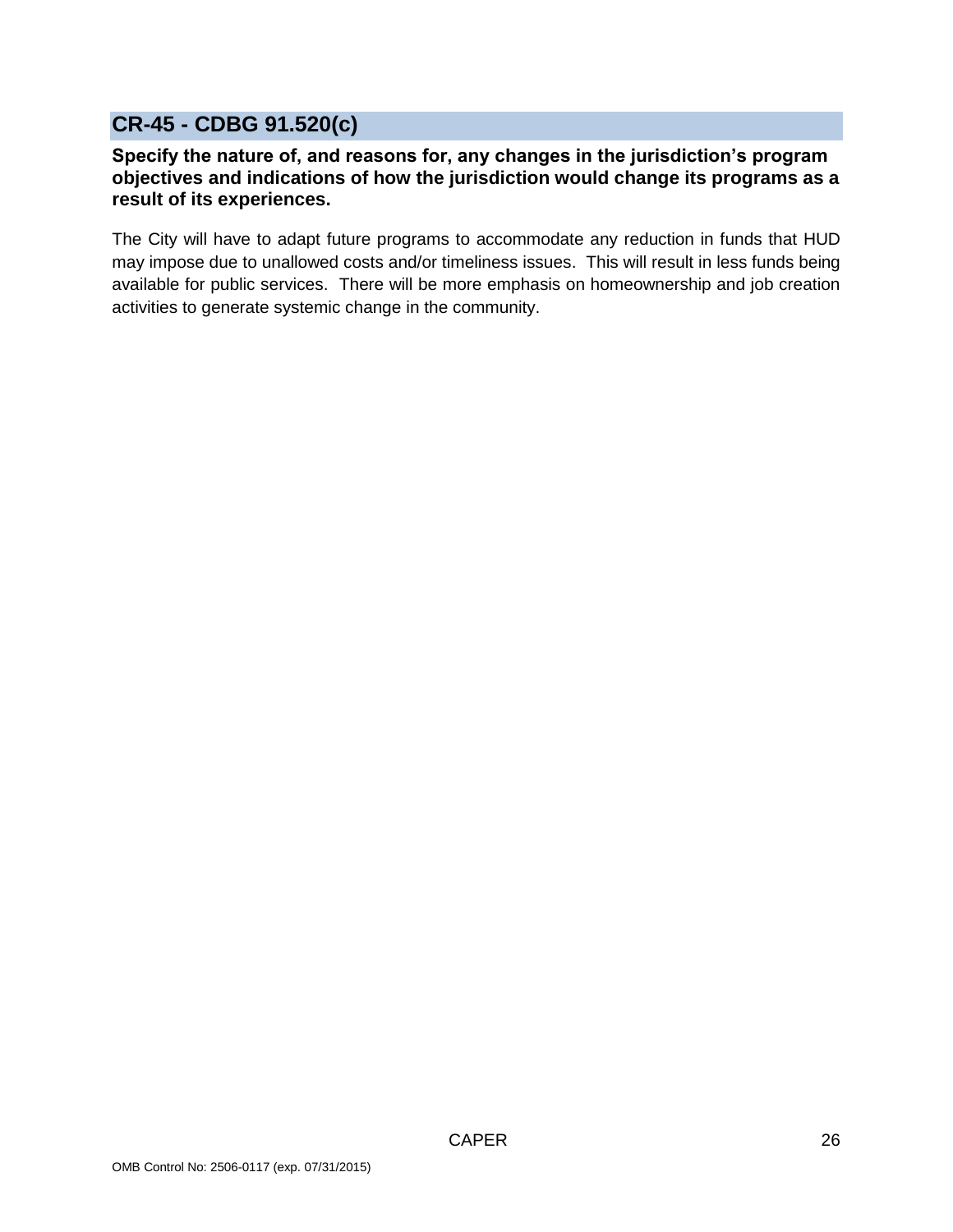## CR-45 - CDBG 91.520(c)

**Specify the nature of, and reasons for, any changes in the jurisdiction's program objectives and indications of how the jurisdiction would change its programs as a result of its experiences.**

The City will have to adapt future programs to accommodate any reduction in funds that HUD may impose due to unallowed costs and/or timeliness issues. This will result in less funds being available for public services. There will be more emphasis on homeownership and job creation activities to generate systemic change in the community.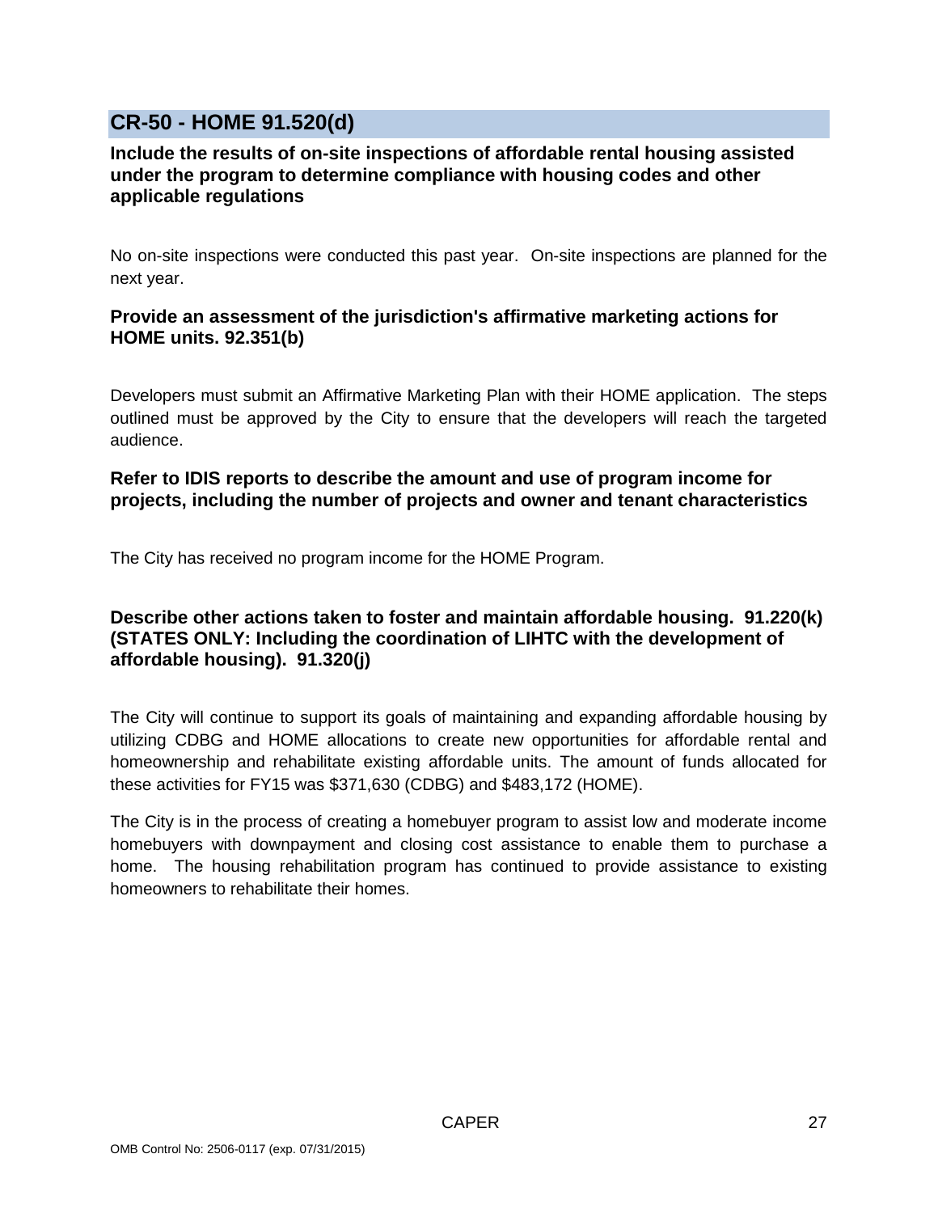## CR-50 - HOME 91.520(d)

**Include the results of on-site inspections of affordable rental housing assisted under the program to determine compliance with housing codes and other applicable regulations**

No on-site inspections were conducted this past year. On-site inspections are planned for the next year.

**Provide an assessment of the jurisdiction's affirmative marketing actions for HOME units. 92.351(b)**

Developers must submit an Affirmative Marketing Plan with their HOME application. The steps outlined must be approved by the City to ensure that the developers will reach the targeted audience.

**Refer to IDIS reports to describe the amount and use of program income for projects, including the number of projects and owner and tenant characteristics**

The City has received no program income for the HOME Program.

**Describe other actions taken to foster and maintain affordable housing. 91.220(k) (STATES ONLY: Including the coordination of LIHTC with the development of affordable housing). 91.320(j)**

The City will continue to support its goals of maintaining and expanding affordable housing by utilizing CDBG and HOME allocations to create new opportunities for affordable rental and homeownership and rehabilitate existing affordable units. The amount of funds allocated for these activities for FY15 was $371,630 (CDBG) and $483,172 (HOME).

The City is in the process of creating a homebuyer program to assist low and moderate income homebuyers with downpayment and closing cost assistance to enable them to purchase a home. The housing rehabilitation program has continued to provide assistance to existing homeowners to rehabilitate their homes.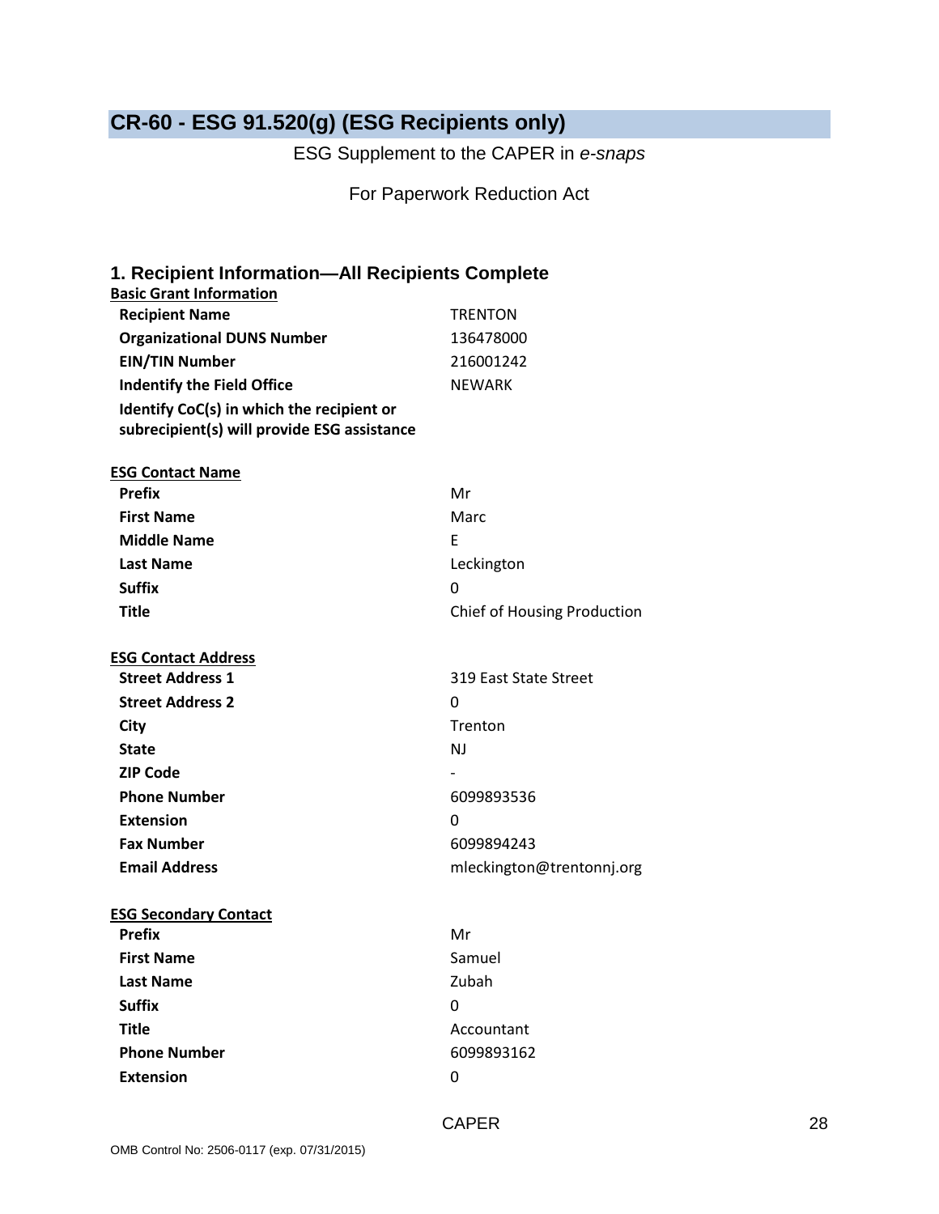# CR-60 - ESG 91.520(g) (ESG Recipients only)

ESG Supplement to the CAPER in *e-snaps*

For Paperwork Reduction Act

## 1. Recipient Information—All Recipients Complete

**Basic Grant Information**

| | |
|---|---|
| **Recipient Name** | TRENTON |
| **Organizational DUNS Number** | 136478000 |
| **EIN/TIN Number** | 216001242 |
| **Indentify the Field Office** | NEWARK |
| **Identify CoC(s) in which the recipient or subrecipient(s) will provide ESG assistance** | |

**ESG Contact Name**

| | |
|---|---|
| **Prefix** | Mr |
| **First Name** | Marc |
| **Middle Name** | E |
| **Last Name** | Leckington |
| **Suffix** | 0 |
| **Title** | Chief of Housing Production |

**ESG Contact Address**

| | |
|---|---|
| **Street Address 1** | 319 East State Street |
| **Street Address 2** | 0 |
| **City** | Trenton |
| **State** | NJ |
| **ZIP Code** | - |
| **Phone Number** | 6099893536 |
| **Extension** | 0 |
| **Fax Number** | 6099894243 |
| **Email Address** | mleckington@trentonnj.org |

**ESG Secondary Contact**

| | |
|---|---|
| **Prefix** | Mr |
| **First Name** | Samuel |
| **Last Name** | Zubah |
| **Suffix** | 0 |
| **Title** | Accountant |
| **Phone Number** | 6099893162 |
| **Extension** | 0 |

OMB Control No: 2506-0117 (exp. 07/31/2015)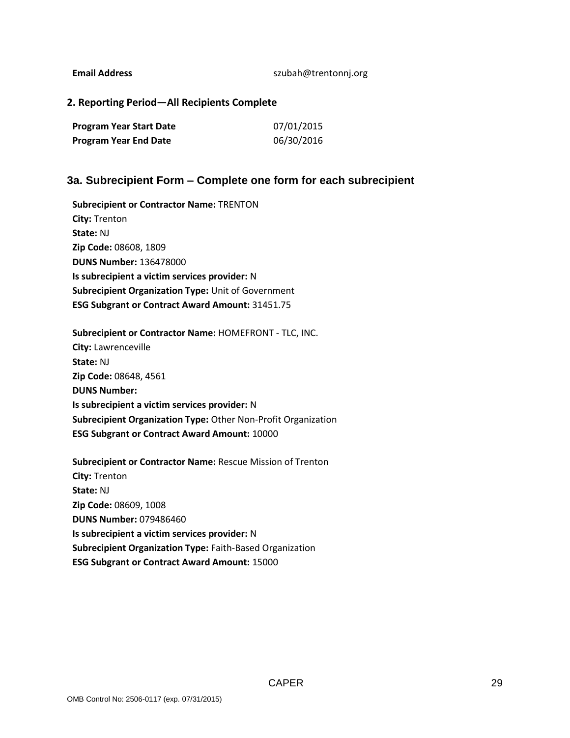| | |
|---|---|
| **Email Address** | szubah@trentonnj.org |

## 2. Reporting Period—All Recipients Complete

| | |
|---|---|
| **Program Year Start Date** | 07/01/2015 |
| **Program Year End Date** | 06/30/2016 |

## 3a. Subrecipient Form – Complete one form for each subrecipient

**Subrecipient or Contractor Name:** TRENTON
**City:** Trenton
**State:** NJ
**Zip Code:** 08608, 1809
**DUNS Number:** 136478000
**Is subrecipient a victim services provider:** N
**Subrecipient Organization Type:** Unit of Government
**ESG Subgrant or Contract Award Amount:** 31451.75

**Subrecipient or Contractor Name:** HOMEFRONT - TLC, INC.
**City:** Lawrenceville
**State:** NJ
**Zip Code:** 08648, 4561
**DUNS Number:**
**Is subrecipient a victim services provider:** N
**Subrecipient Organization Type:** Other Non-Profit Organization
**ESG Subgrant or Contract Award Amount:** 10000

**Subrecipient or Contractor Name:** Rescue Mission of Trenton
**City:** Trenton
**State:** NJ
**Zip Code:** 08609, 1008
**DUNS Number:** 079486460
**Is subrecipient a victim services provider:** N
**Subrecipient Organization Type:** Faith-Based Organization
**ESG Subgrant or Contract Award Amount:** 15000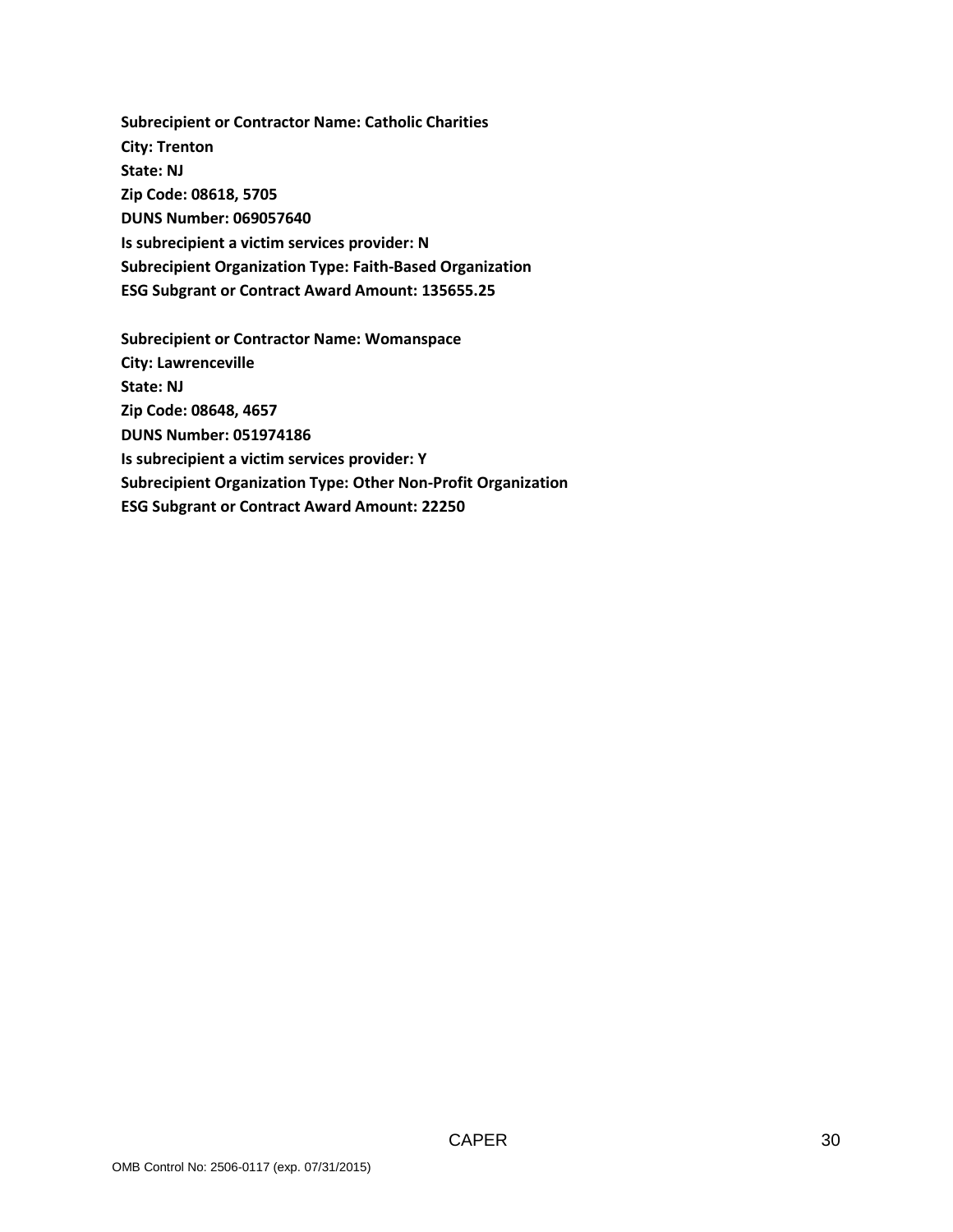**Subrecipient or Contractor Name: Catholic Charities**
**City: Trenton**
**State: NJ**
**Zip Code: 08618, 5705**
**DUNS Number: 069057640**
**Is subrecipient a victim services provider: N**
**Subrecipient Organization Type: Faith-Based Organization**
**ESG Subgrant or Contract Award Amount: 135655.25**

**Subrecipient or Contractor Name: Womanspace**
**City: Lawrenceville**
**State: NJ**
**Zip Code: 08648, 4657**
**DUNS Number: 051974186**
**Is subrecipient a victim services provider: Y**
**Subrecipient Organization Type: Other Non-Profit Organization**
**ESG Subgrant or Contract Award Amount: 22250**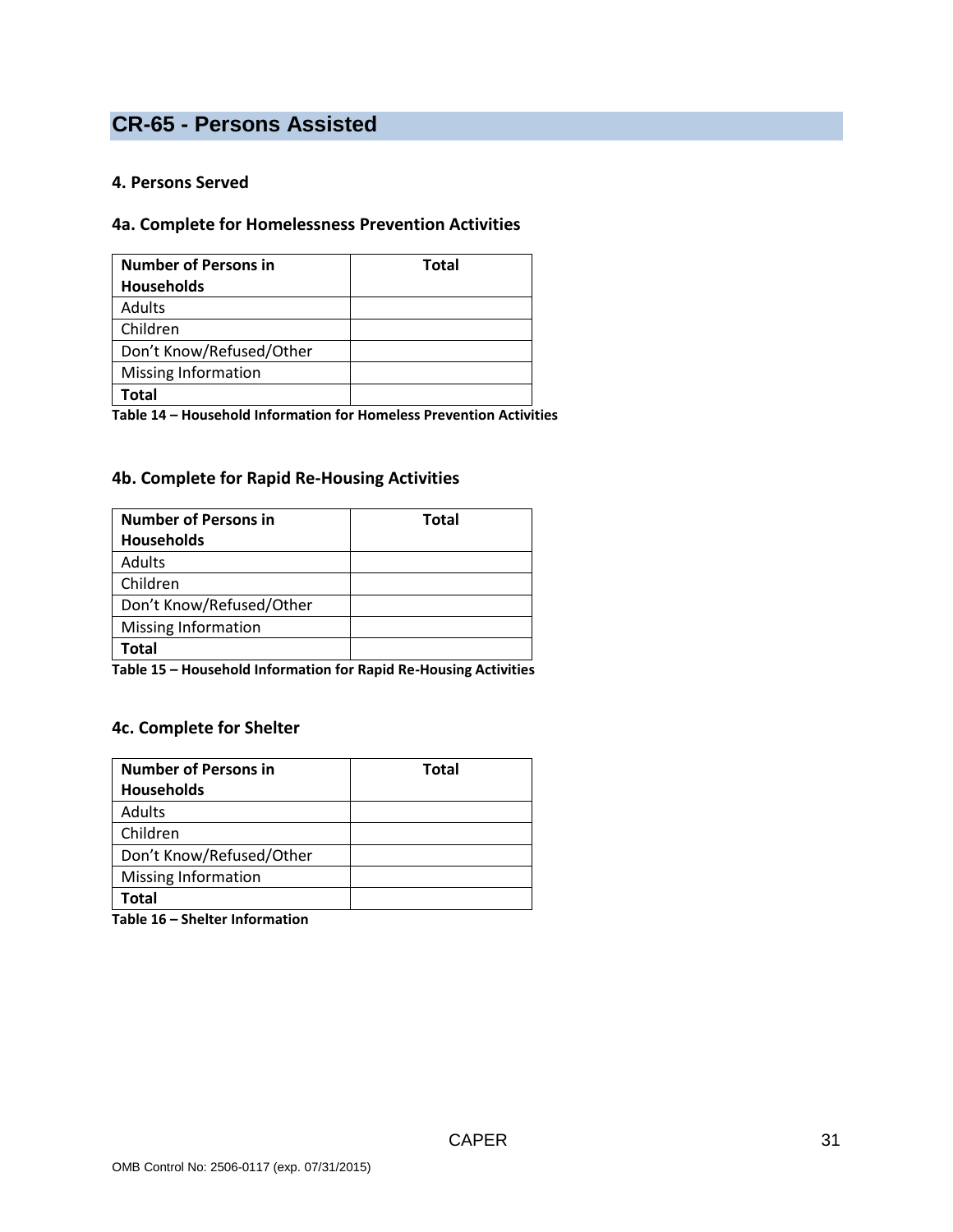## CR-65 - Persons Assisted

### 4. Persons Served

### 4a. Complete for Homelessness Prevention Activities

| **Number of Persons in Households** | **Total** |
|---|---|
| Adults | |
| Children | |
| Don't Know/Refused/Other | |
| Missing Information | |
| **Total** | |

**Table 14 – Household Information for Homeless Prevention Activities**

### 4b. Complete for Rapid Re-Housing Activities

| **Number of Persons in Households** | **Total** |
|---|---|
| Adults | |
| Children | |
| Don't Know/Refused/Other | |
| Missing Information | |
| **Total** | |

**Table 15 – Household Information for Rapid Re-Housing Activities**

### 4c. Complete for Shelter

| **Number of Persons in Households** | **Total** |
|---|---|
| Adults | |
| Children | |
| Don't Know/Refused/Other | |
| Missing Information | |
| **Total** | |

**Table 16 – Shelter Information**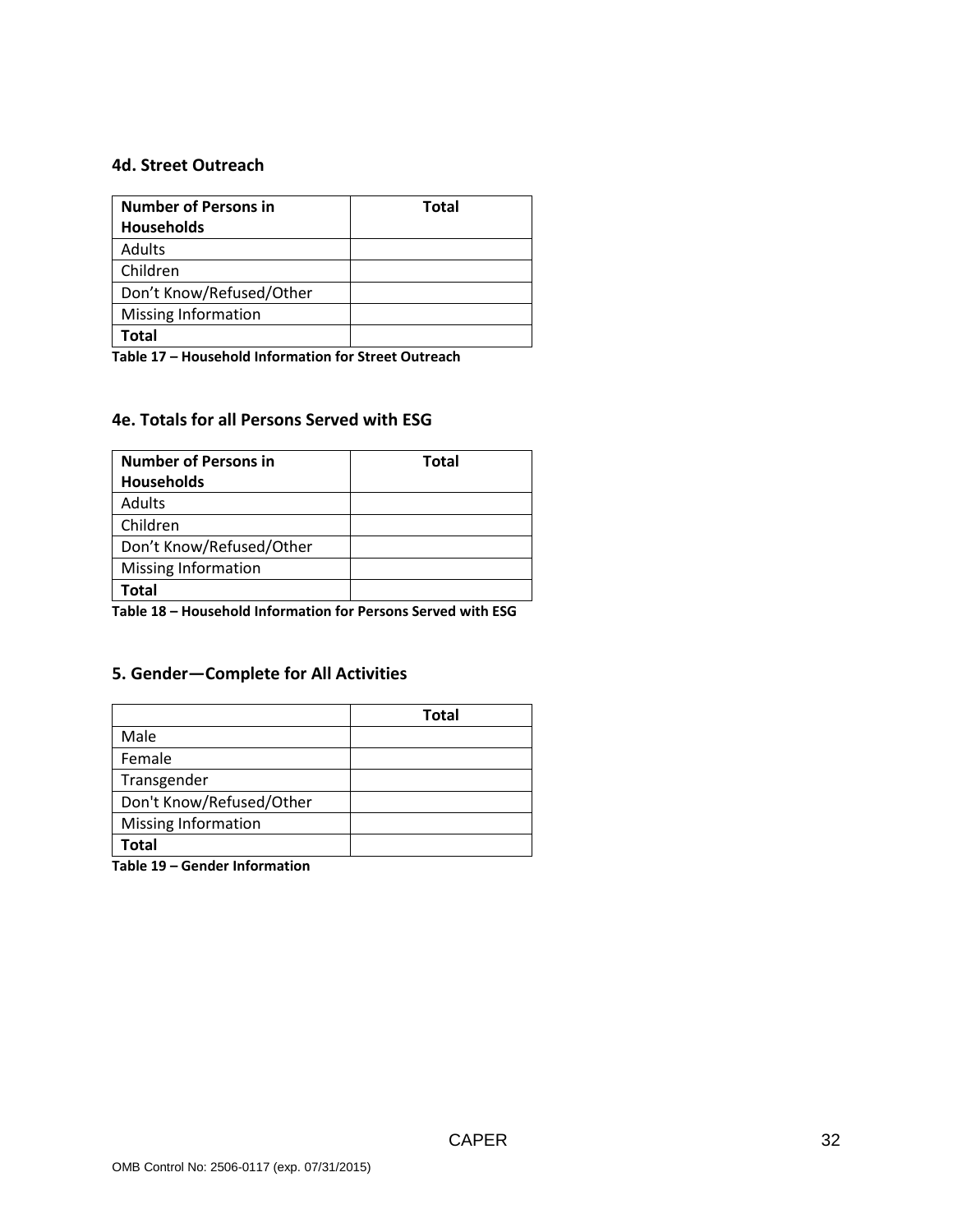### 4d. Street Outreach

| Number of Persons in Households | Total |
| --- | --- |
| Adults | |
| Children | |
| Don't Know/Refused/Other | |
| Missing Information | |
| **Total** | |

**Table 17 – Household Information for Street Outreach**

### 4e. Totals for all Persons Served with ESG

| Number of Persons in Households | Total |
| --- | --- |
| Adults | |
| Children | |
| Don't Know/Refused/Other | |
| Missing Information | |
| **Total** | |

**Table 18 – Household Information for Persons Served with ESG**

### 5. Gender—Complete for All Activities

| | Total |
| --- | --- |
| Male | |
| Female | |
| Transgender | |
| Don't Know/Refused/Other | |
| Missing Information | |
| **Total** | |

**Table 19 – Gender Information**

OMB Control No: 2506-0117 (exp. 07/31/2015)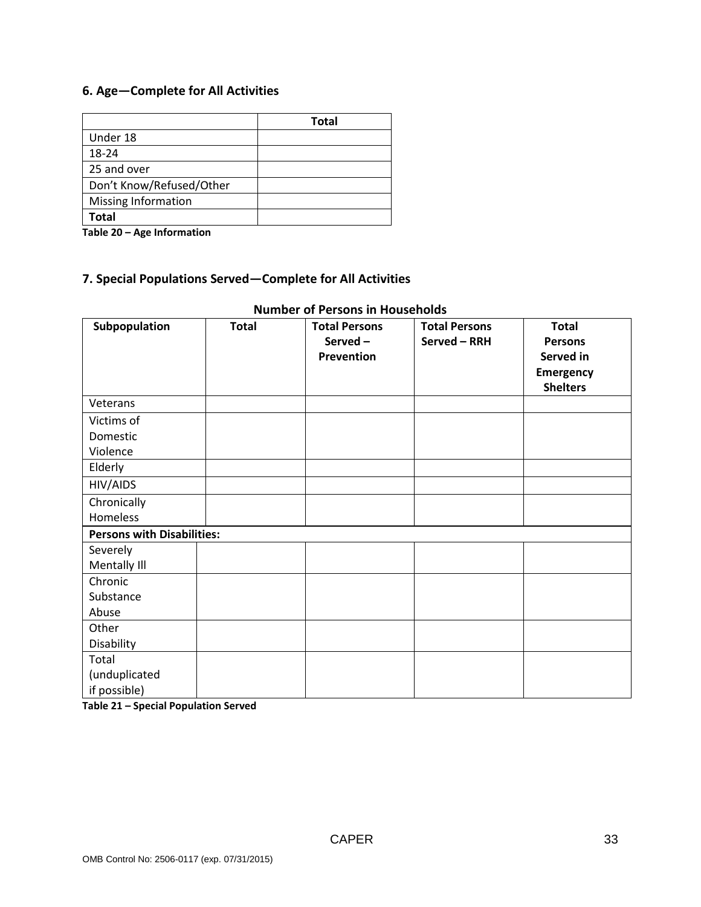### 6. Age—Complete for All Activities

| | Total |
|---|---|
| Under 18 | |
| 18-24 | |
| 25 and over | |
| Don't Know/Refused/Other | |
| Missing Information | |
| **Total** | |

**Table 20 – Age Information**

### 7. Special Populations Served—Complete for All Activities

**Number of Persons in Households**

| Subpopulation | Total | Total Persons Served – Prevention | Total Persons Served – RRH | Total Persons Served in Emergency Shelters |
|---|---|---|---|---|
| Veterans | | | | |
| Victims of Domestic Violence | | | | |
| Elderly | | | | |
| HIV/AIDS | | | | |
| Chronically Homeless | | | | |
| **Persons with Disabilities:** | | | | |
| Severely Mentally Ill | | | | |
| Chronic Substance Abuse | | | | |
| Other Disability | | | | |
| Total (unduplicated if possible) | | | | |

**Table 21 – Special Population Served**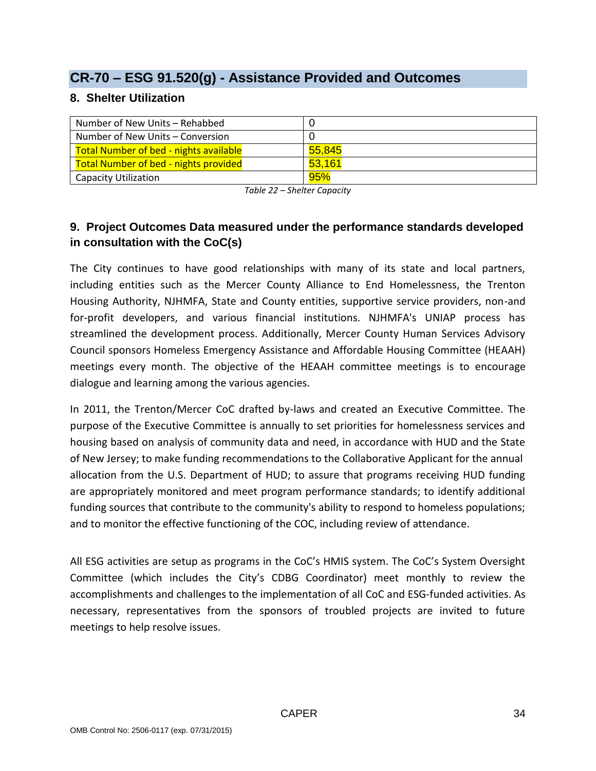## CR-70 – ESG 91.520(g) - Assistance Provided and Outcomes

### 8. Shelter Utilization

| Number of New Units – Rehabbed | 0 |
| --- | --- |
| Number of New Units – Conversion | 0 |
| Total Number of bed - nights available | 55,845 |
| Total Number of bed - nights provided | 53,161 |
| Capacity Utilization | 95% |

*Table 22 – Shelter Capacity*

### 9. Project Outcomes Data measured under the performance standards developed in consultation with the CoC(s)

The City continues to have good relationships with many of its state and local partners, including entities such as the Mercer County Alliance to End Homelessness, the Trenton Housing Authority, NJHMFA, State and County entities, supportive service providers, non-and for-profit developers, and various financial institutions. NJHMFA's UNIAP process has streamlined the development process. Additionally, Mercer County Human Services Advisory Council sponsors Homeless Emergency Assistance and Affordable Housing Committee (HEAAH) meetings every month. The objective of the HEAAH committee meetings is to encourage dialogue and learning among the various agencies.

In 2011, the Trenton/Mercer CoC drafted by-laws and created an Executive Committee. The purpose of the Executive Committee is annually to set priorities for homelessness services and housing based on analysis of community data and need, in accordance with HUD and the State of New Jersey; to make funding recommendations to the Collaborative Applicant for the annual allocation from the U.S. Department of HUD; to assure that programs receiving HUD funding are appropriately monitored and meet program performance standards; to identify additional funding sources that contribute to the community's ability to respond to homeless populations; and to monitor the effective functioning of the COC, including review of attendance.

All ESG activities are setup as programs in the CoC's HMIS system. The CoC's System Oversight Committee (which includes the City's CDBG Coordinator) meet monthly to review the accomplishments and challenges to the implementation of all CoC and ESG-funded activities. As necessary, representatives from the sponsors of troubled projects are invited to future meetings to help resolve issues.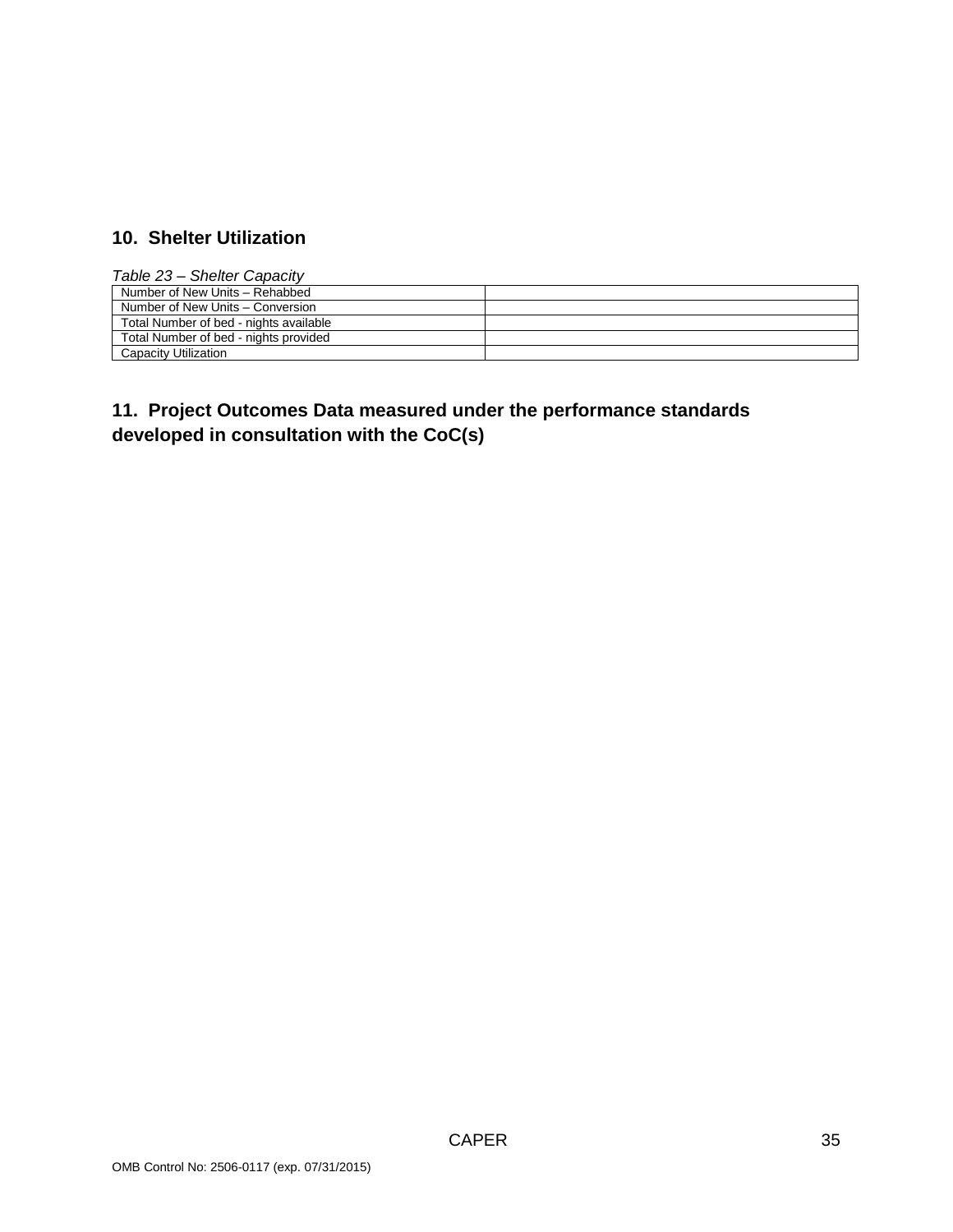## 10. Shelter Utilization

*Table 23 – Shelter Capacity*

| | |
|---|---|
| Number of New Units – Rehabbed | |
| Number of New Units – Conversion | |
| Total Number of bed - nights available | |
| Total Number of bed - nights provided | |
| Capacity Utilization | |

## 11. Project Outcomes Data measured under the performance standards developed in consultation with the CoC(s)

OMB Control No: 2506-0117 (exp. 07/31/2015)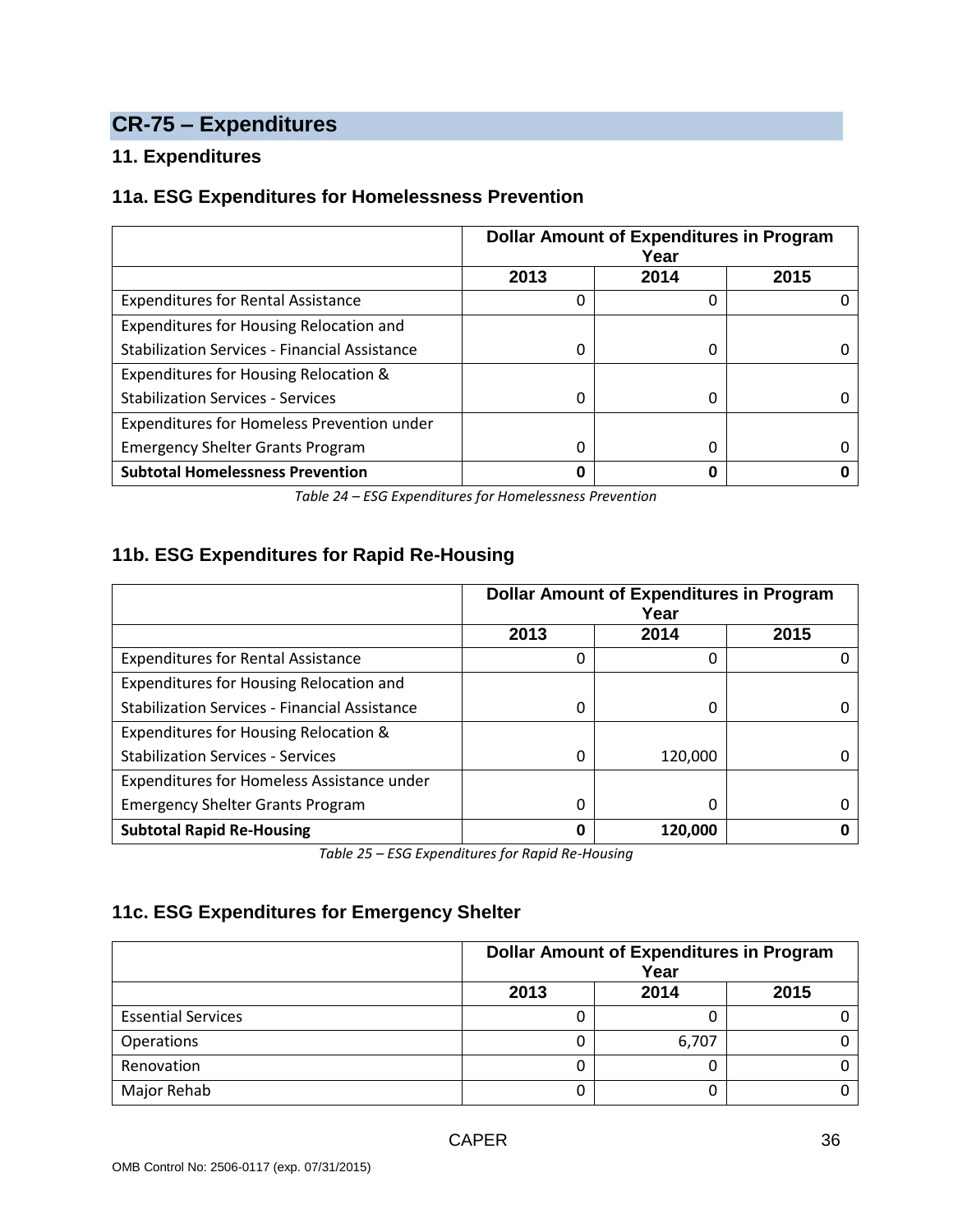## CR-75 – Expenditures

### 11. Expenditures

### 11a. ESG Expenditures for Homelessness Prevention

| | Dollar Amount of Expenditures in Program Year | | |
|---|---|---|---|
| | 2013 | 2014 | 2015 |
| Expenditures for Rental Assistance | 0 | 0 | 0 |
| Expenditures for Housing Relocation and Stabilization Services - Financial Assistance | 0 | 0 | 0 |
| Expenditures for Housing Relocation & Stabilization Services - Services | 0 | 0 | 0 |
| Expenditures for Homeless Prevention under Emergency Shelter Grants Program | 0 | 0 | 0 |
| **Subtotal Homelessness Prevention** | **0** | **0** | **0** |

*Table 24 – ESG Expenditures for Homelessness Prevention*

### 11b. ESG Expenditures for Rapid Re-Housing

| | Dollar Amount of Expenditures in Program Year | | |
|---|---|---|---|
| | 2013 | 2014 | 2015 |
| Expenditures for Rental Assistance | 0 | 0 | 0 |
| Expenditures for Housing Relocation and Stabilization Services - Financial Assistance | 0 | 0 | 0 |
| Expenditures for Housing Relocation & Stabilization Services - Services | 0 | 120,000 | 0 |
| Expenditures for Homeless Assistance under Emergency Shelter Grants Program | 0 | 0 | 0 |
| **Subtotal Rapid Re-Housing** | **0** | **120,000** | **0** |

*Table 25 – ESG Expenditures for Rapid Re-Housing*

### 11c. ESG Expenditures for Emergency Shelter

| | Dollar Amount of Expenditures in Program Year | | |
|---|---|---|---|
| | 2013 | 2014 | 2015 |
| Essential Services | 0 | 0 | 0 |
| Operations | 0 | 6,707 | 0 |
| Renovation | 0 | 0 | 0 |
| Major Rehab | 0 | 0 | 0 |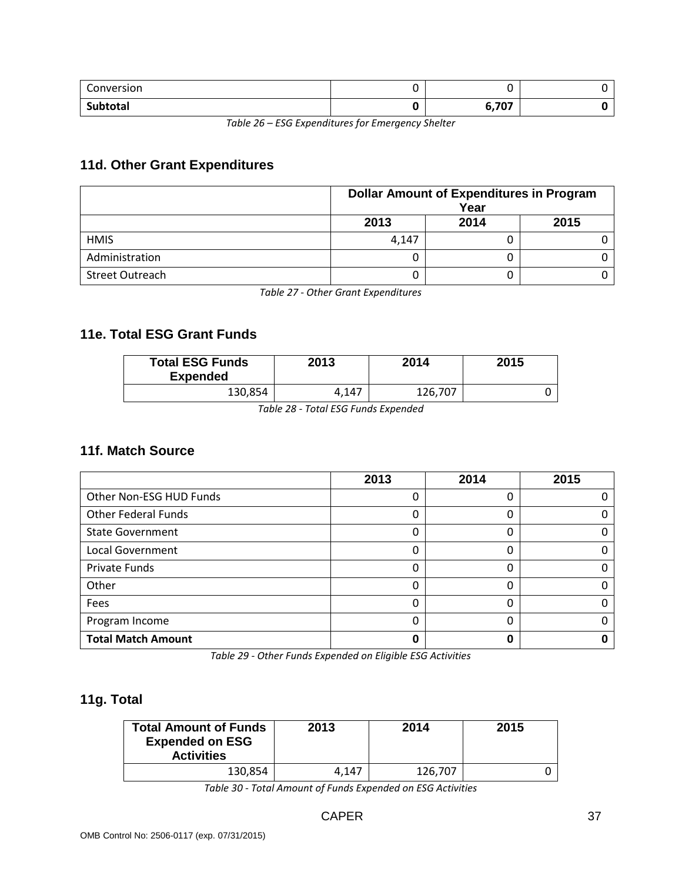| | | | |
|---|---|---|---|
| Conversion | 0 | 0 | 0 |
| **Subtotal** | **0** | **6,707** | **0** |

*Table 26 – ESG Expenditures for Emergency Shelter*

### 11d. Other Grant Expenditures

| | Dollar Amount of Expenditures in Program Year | | |
|---|---|---|---|
| | **2013** | **2014** | **2015** |
| HMIS | 4,147 | 0 | 0 |
| Administration | 0 | 0 | 0 |
| Street Outreach | 0 | 0 | 0 |

*Table 27 - Other Grant Expenditures*

### 11e. Total ESG Grant Funds

| Total ESG Funds Expended | 2013 | 2014 | 2015 |
|---|---|---|---|
| 130,854 | 4,147 | 126,707 | 0 |

*Table 28 - Total ESG Funds Expended*

### 11f. Match Source

| | 2013 | 2014 | 2015 |
|---|---|---|---|
| Other Non-ESG HUD Funds | 0 | 0 | 0 |
| Other Federal Funds | 0 | 0 | 0 |
| State Government | 0 | 0 | 0 |
| Local Government | 0 | 0 | 0 |
| Private Funds | 0 | 0 | 0 |
| Other | 0 | 0 | 0 |
| Fees | 0 | 0 | 0 |
| Program Income | 0 | 0 | 0 |
| **Total Match Amount** | **0** | **0** | **0** |

*Table 29 - Other Funds Expended on Eligible ESG Activities*

### 11g. Total

| Total Amount of Funds Expended on ESG Activities | 2013 | 2014 | 2015 |
|---|---|---|---|
| 130,854 | 4,147 | 126,707 | 0 |

*Table 30 - Total Amount of Funds Expended on ESG Activities*